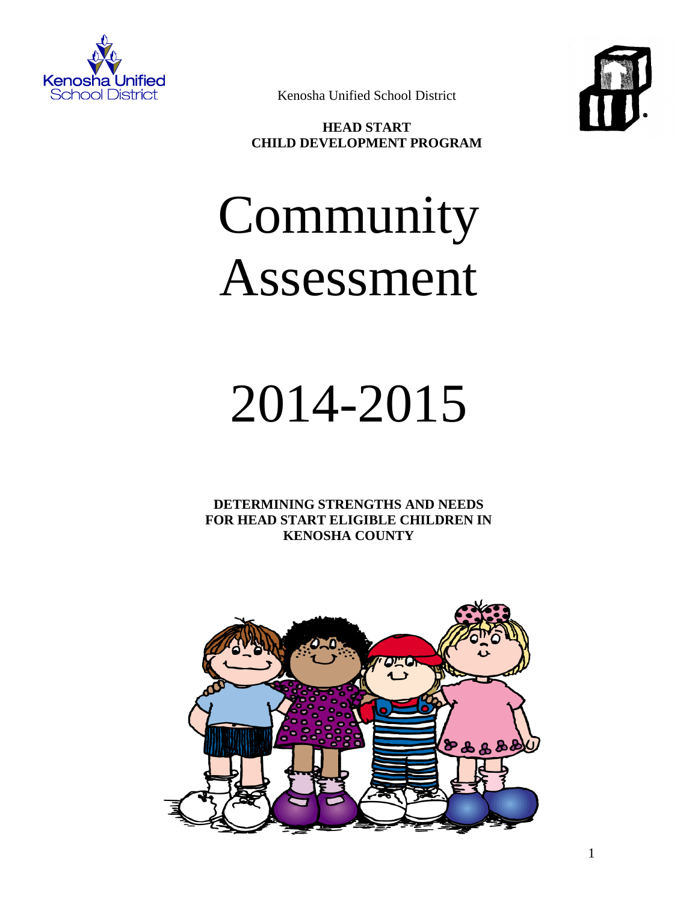Kenosha Unified School District

**HEAD START**
**CHILD DEVELOPMENT PROGRAM**

# Community Assessment

# 2014-2015

**DETERMINING STRENGTHS AND NEEDS FOR HEAD START ELIGIBLE CHILDREN IN KENOSHA COUNTY**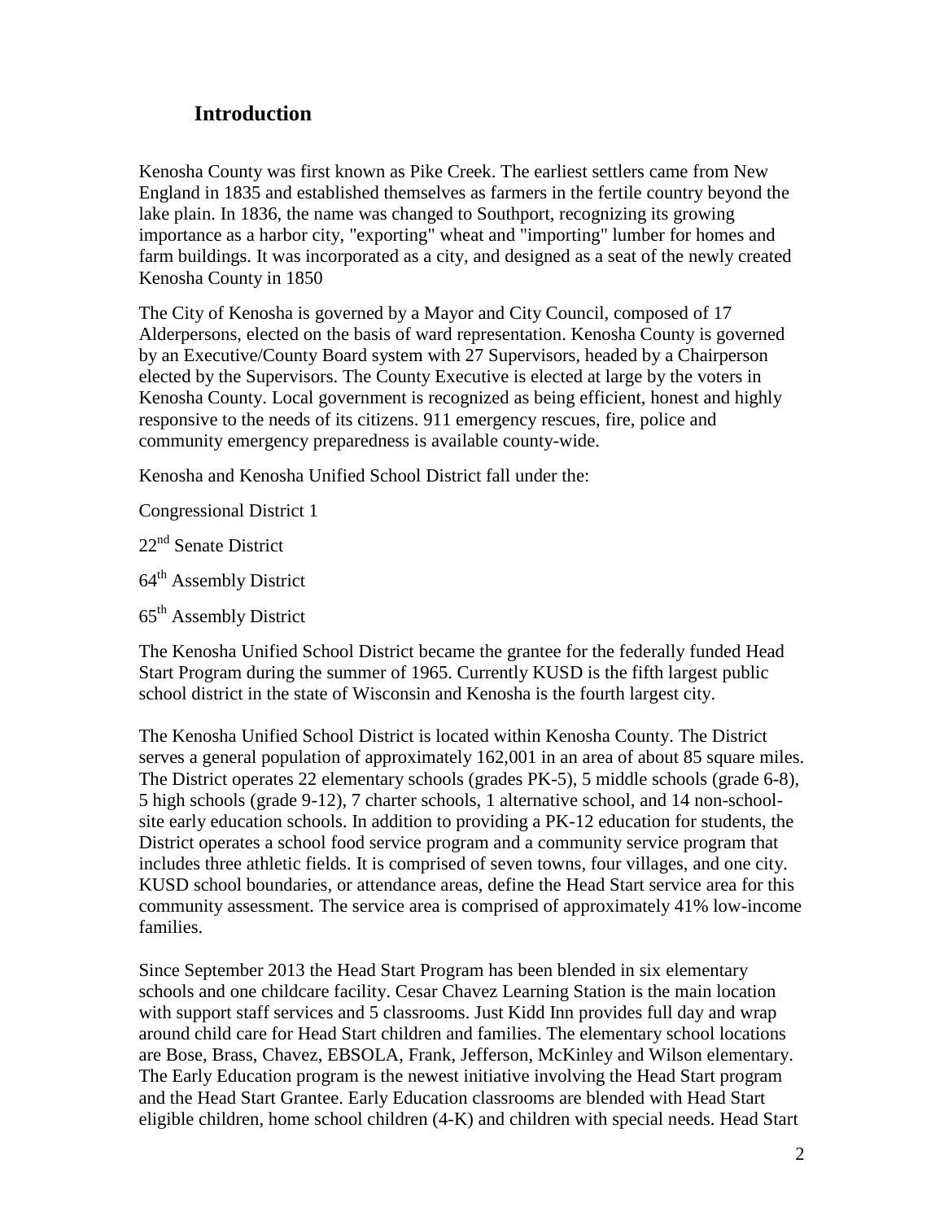## Introduction

Kenosha County was first known as Pike Creek. The earliest settlers came from New England in 1835 and established themselves as farmers in the fertile country beyond the lake plain. In 1836, the name was changed to Southport, recognizing its growing importance as a harbor city, "exporting" wheat and "importing" lumber for homes and farm buildings. It was incorporated as a city, and designed as a seat of the newly created Kenosha County in 1850

The City of Kenosha is governed by a Mayor and City Council, composed of 17 Alderpersons, elected on the basis of ward representation. Kenosha County is governed by an Executive/County Board system with 27 Supervisors, headed by a Chairperson elected by the Supervisors. The County Executive is elected at large by the voters in Kenosha County. Local government is recognized as being efficient, honest and highly responsive to the needs of its citizens. 911 emergency rescues, fire, police and community emergency preparedness is available county-wide.

Kenosha and Kenosha Unified School District fall under the:

Congressional District 1

22nd Senate District

64th Assembly District

65th Assembly District

The Kenosha Unified School District became the grantee for the federally funded Head Start Program during the summer of 1965. Currently KUSD is the fifth largest public school district in the state of Wisconsin and Kenosha is the fourth largest city.

The Kenosha Unified School District is located within Kenosha County. The District serves a general population of approximately 162,001 in an area of about 85 square miles. The District operates 22 elementary schools (grades PK-5), 5 middle schools (grade 6-8), 5 high schools (grade 9-12), 7 charter schools, 1 alternative school, and 14 non-school-site early education schools. In addition to providing a PK-12 education for students, the District operates a school food service program and a community service program that includes three athletic fields. It is comprised of seven towns, four villages, and one city. KUSD school boundaries, or attendance areas, define the Head Start service area for this community assessment. The service area is comprised of approximately 41% low-income families.

Since September 2013 the Head Start Program has been blended in six elementary schools and one childcare facility. Cesar Chavez Learning Station is the main location with support staff services and 5 classrooms. Just Kidd Inn provides full day and wrap around child care for Head Start children and families. The elementary school locations are Bose, Brass, Chavez, EBSOLA, Frank, Jefferson, McKinley and Wilson elementary. The Early Education program is the newest initiative involving the Head Start program and the Head Start Grantee. Early Education classrooms are blended with Head Start eligible children, home school children (4-K) and children with special needs. Head Start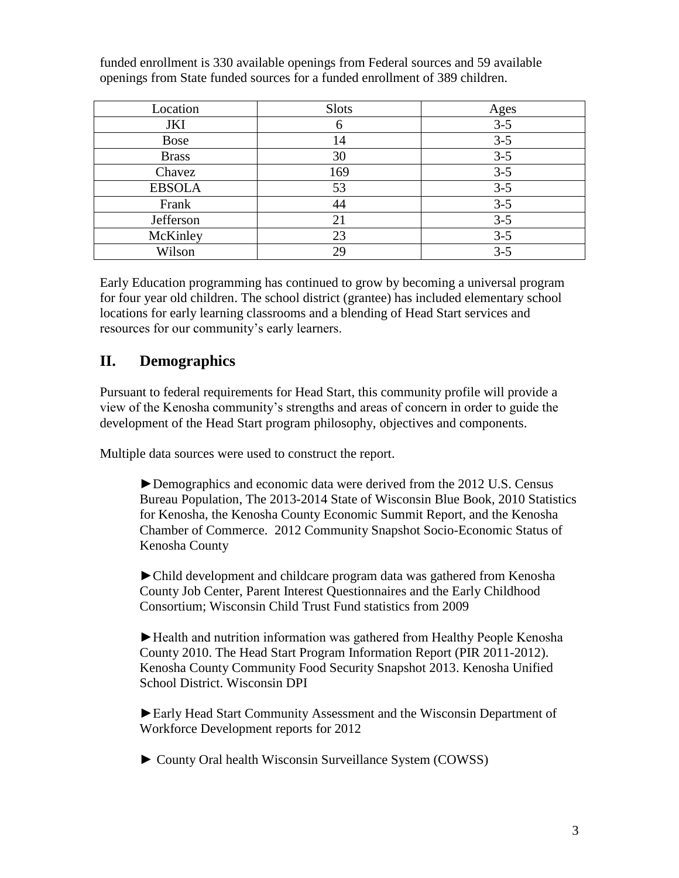funded enrollment is 330 available openings from Federal sources and 59 available openings from State funded sources for a funded enrollment of 389 children.

| Location | Slots | Ages |
|---|---|---|
| JKI | 6 | 3-5 |
| Bose | 14 | 3-5 |
| Brass | 30 | 3-5 |
| Chavez | 169 | 3-5 |
| EBSOLA | 53 | 3-5 |
| Frank | 44 | 3-5 |
| Jefferson | 21 | 3-5 |
| McKinley | 23 | 3-5 |
| Wilson | 29 | 3-5 |

Early Education programming has continued to grow by becoming a universal program for four year old children. The school district (grantee) has included elementary school locations for early learning classrooms and a blending of Head Start services and resources for our community's early learners.

## II. Demographics

Pursuant to federal requirements for Head Start, this community profile will provide a view of the Kenosha community's strengths and areas of concern in order to guide the development of the Head Start program philosophy, objectives and components.

Multiple data sources were used to construct the report.

►Demographics and economic data were derived from the 2012 U.S. Census Bureau Population, The 2013-2014 State of Wisconsin Blue Book, 2010 Statistics for Kenosha, the Kenosha County Economic Summit Report, and the Kenosha Chamber of Commerce. 2012 Community Snapshot Socio-Economic Status of Kenosha County

►Child development and childcare program data was gathered from Kenosha County Job Center, Parent Interest Questionnaires and the Early Childhood Consortium; Wisconsin Child Trust Fund statistics from 2009

►Health and nutrition information was gathered from Healthy People Kenosha County 2010. The Head Start Program Information Report (PIR 2011-2012). Kenosha County Community Food Security Snapshot 2013. Kenosha Unified School District. Wisconsin DPI

►Early Head Start Community Assessment and the Wisconsin Department of Workforce Development reports for 2012

► County Oral health Wisconsin Surveillance System (COWSS)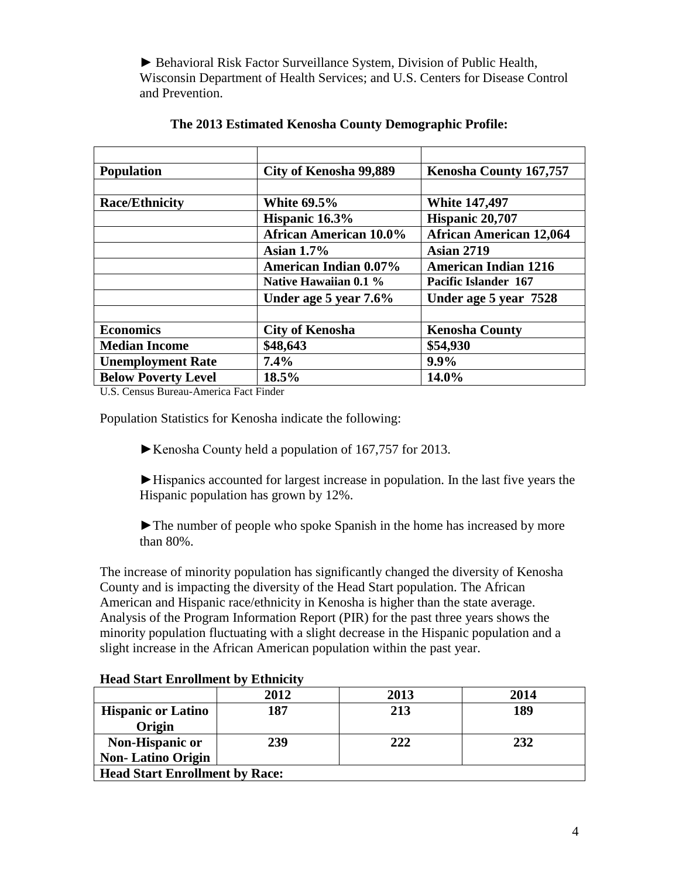► Behavioral Risk Factor Surveillance System, Division of Public Health, Wisconsin Department of Health Services; and U.S. Centers for Disease Control and Prevention.

**The 2013 Estimated Kenosha County Demographic Profile:**

| | | |
|---|---|---|
| **Population** | **City of Kenosha 99,889** | **Kenosha County 167,757** |
| | | |
| **Race/Ethnicity** | **White 69.5%** | **White 147,497** |
| | **Hispanic 16.3%** | **Hispanic 20,707** |
| | **African American 10.0%** | **African American 12,064** |
| | **Asian 1.7%** | **Asian 2719** |
| | **American Indian 0.07%** | **American Indian 1216** |
| | **Native Hawaiian 0.1 %** | **Pacific Islander 167** |
| | **Under age 5 year 7.6%** | **Under age 5 year 7528** |
| | | |
| **Economics** | **City of Kenosha** | **Kenosha County** |
| **Median Income** | **$48,643** | **$54,930** |
| **Unemployment Rate** | **7.4%** | **9.9%** |
| **Below Poverty Level** | **18.5%** | **14.0%** |

U.S. Census Bureau-America Fact Finder

Population Statistics for Kenosha indicate the following:

►Kenosha County held a population of 167,757 for 2013.

►Hispanics accounted for largest increase in population. In the last five years the Hispanic population has grown by 12%.

►The number of people who spoke Spanish in the home has increased by more than 80%.

The increase of minority population has significantly changed the diversity of Kenosha County and is impacting the diversity of the Head Start population. The African American and Hispanic race/ethnicity in Kenosha is higher than the state average. Analysis of the Program Information Report (PIR) for the past three years shows the minority population fluctuating with a slight decrease in the Hispanic population and a slight increase in the African American population within the past year.

**Head Start Enrollment by Ethnicity**

| | 2012 | 2013 | 2014 |
|---|---|---|---|
| **Hispanic or Latino Origin** | **187** | **213** | **189** |
| **Non-Hispanic or Non- Latino Origin** | **239** | **222** | **232** |
| **Head Start Enrollment by Race:** | | | |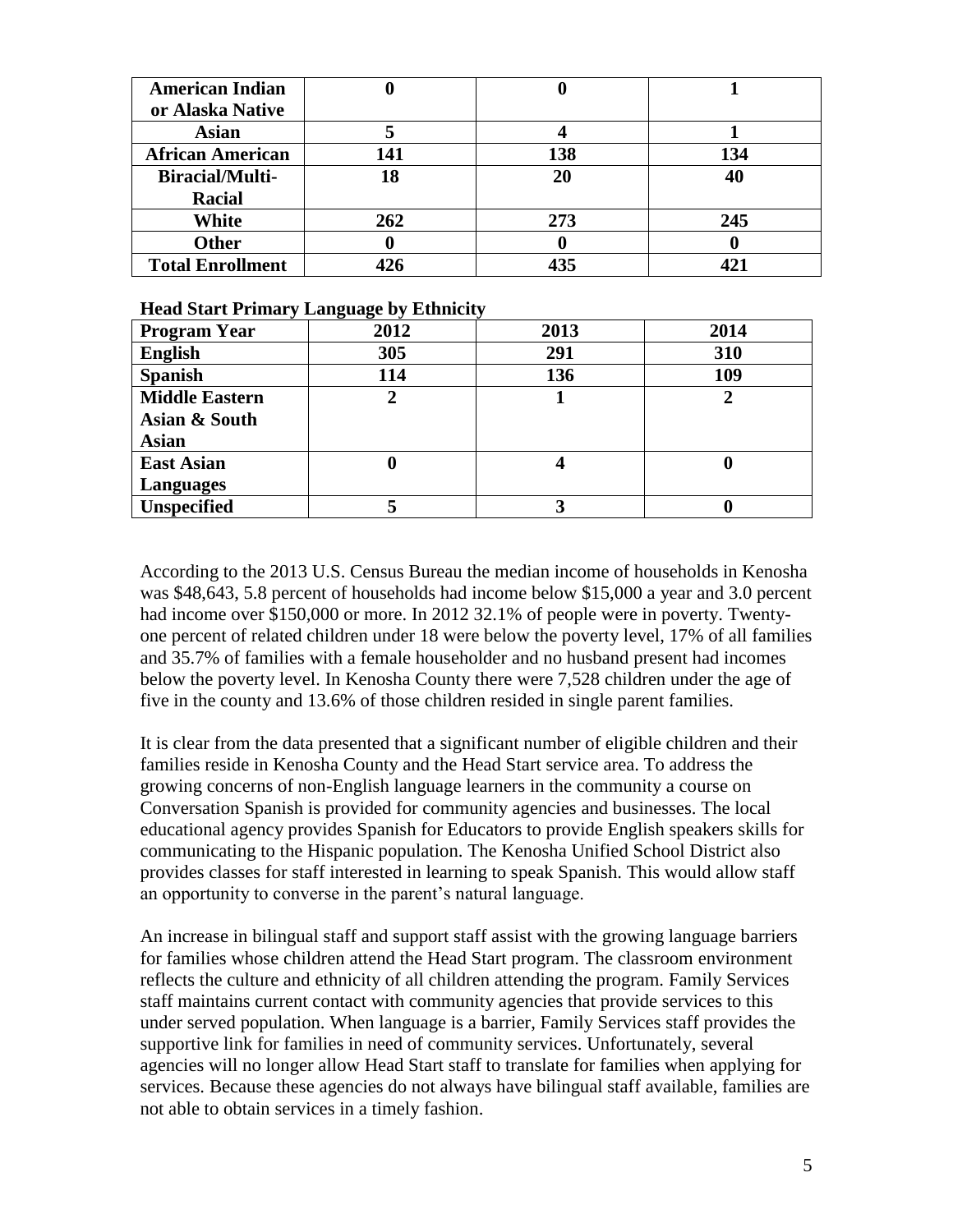| American Indian or Alaska Native | 0 | 0 | 1 |
|---|---|---|---|
| Asian | 5 | 4 | 1 |
| African American | 141 | 138 | 134 |
| Biracial/Multi-Racial | 18 | 20 | 40 |
| White | 262 | 273 | 245 |
| Other | 0 | 0 | 0 |
| Total Enrollment | 426 | 435 | 421 |

**Head Start Primary Language by Ethnicity**

| Program Year | 2012 | 2013 | 2014 |
|---|---|---|---|
| English | 305 | 291 | 310 |
| Spanish | 114 | 136 | 109 |
| Middle Eastern Asian & South Asian | 2 | 1 | 2 |
| East Asian Languages | 0 | 4 | 0 |
| Unspecified | 5 | 3 | 0 |

According to the 2013 U.S. Census Bureau the median income of households in Kenosha was $48,643, 5.8 percent of households had income below $15,000 a year and 3.0 percent had income over $150,000 or more. In 2012 32.1% of people were in poverty. Twenty-one percent of related children under 18 were below the poverty level, 17% of all families and 35.7% of families with a female householder and no husband present had incomes below the poverty level. In Kenosha County there were 7,528 children under the age of five in the county and 13.6% of those children resided in single parent families.

It is clear from the data presented that a significant number of eligible children and their families reside in Kenosha County and the Head Start service area. To address the growing concerns of non-English language learners in the community a course on Conversation Spanish is provided for community agencies and businesses. The local educational agency provides Spanish for Educators to provide English speakers skills for communicating to the Hispanic population. The Kenosha Unified School District also provides classes for staff interested in learning to speak Spanish. This would allow staff an opportunity to converse in the parent's natural language.

An increase in bilingual staff and support staff assist with the growing language barriers for families whose children attend the Head Start program. The classroom environment reflects the culture and ethnicity of all children attending the program. Family Services staff maintains current contact with community agencies that provide services to this under served population. When language is a barrier, Family Services staff provides the supportive link for families in need of community services. Unfortunately, several agencies will no longer allow Head Start staff to translate for families when applying for services. Because these agencies do not always have bilingual staff available, families are not able to obtain services in a timely fashion.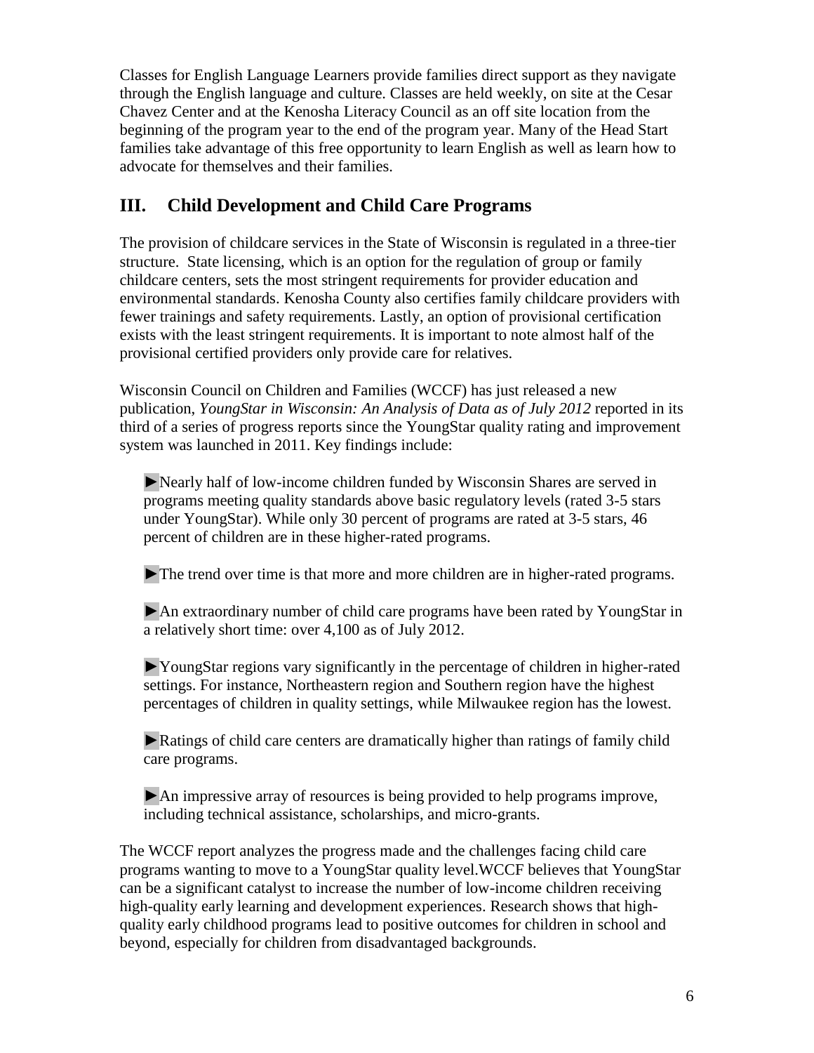Classes for English Language Learners provide families direct support as they navigate through the English language and culture. Classes are held weekly, on site at the Cesar Chavez Center and at the Kenosha Literacy Council as an off site location from the beginning of the program year to the end of the program year. Many of the Head Start families take advantage of this free opportunity to learn English as well as learn how to advocate for themselves and their families.

## III. Child Development and Child Care Programs

The provision of childcare services in the State of Wisconsin is regulated in a three-tier structure. State licensing, which is an option for the regulation of group or family childcare centers, sets the most stringent requirements for provider education and environmental standards. Kenosha County also certifies family childcare providers with fewer trainings and safety requirements. Lastly, an option of provisional certification exists with the least stringent requirements. It is important to note almost half of the provisional certified providers only provide care for relatives.

Wisconsin Council on Children and Families (WCCF) has just released a new publication, *YoungStar in Wisconsin: An Analysis of Data as of July 2012* reported in its third of a series of progress reports since the YoungStar quality rating and improvement system was launched in 2011. Key findings include:

►Nearly half of low-income children funded by Wisconsin Shares are served in programs meeting quality standards above basic regulatory levels (rated 3-5 stars under YoungStar). While only 30 percent of programs are rated at 3-5 stars, 46 percent of children are in these higher-rated programs.

►The trend over time is that more and more children are in higher-rated programs.

►An extraordinary number of child care programs have been rated by YoungStar in a relatively short time: over 4,100 as of July 2012.

►YoungStar regions vary significantly in the percentage of children in higher-rated settings. For instance, Northeastern region and Southern region have the highest percentages of children in quality settings, while Milwaukee region has the lowest.

►Ratings of child care centers are dramatically higher than ratings of family child care programs.

►An impressive array of resources is being provided to help programs improve, including technical assistance, scholarships, and micro-grants.

The WCCF report analyzes the progress made and the challenges facing child care programs wanting to move to a YoungStar quality level.WCCF believes that YoungStar can be a significant catalyst to increase the number of low-income children receiving high-quality early learning and development experiences. Research shows that high-quality early childhood programs lead to positive outcomes for children in school and beyond, especially for children from disadvantaged backgrounds.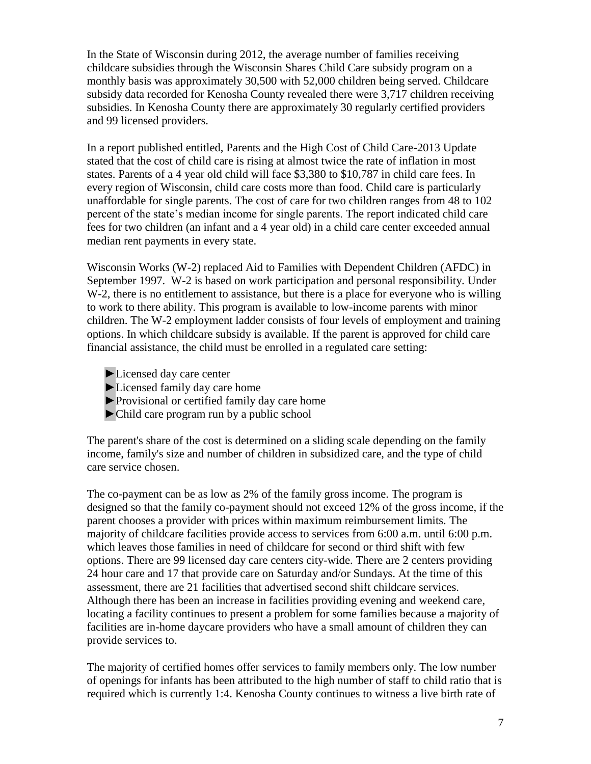In the State of Wisconsin during 2012, the average number of families receiving childcare subsidies through the Wisconsin Shares Child Care subsidy program on a monthly basis was approximately 30,500 with 52,000 children being served. Childcare subsidy data recorded for Kenosha County revealed there were 3,717 children receiving subsidies. In Kenosha County there are approximately 30 regularly certified providers and 99 licensed providers.

In a report published entitled, Parents and the High Cost of Child Care-2013 Update stated that the cost of child care is rising at almost twice the rate of inflation in most states. Parents of a 4 year old child will face $3,380 to $10,787 in child care fees. In every region of Wisconsin, child care costs more than food. Child care is particularly unaffordable for single parents. The cost of care for two children ranges from 48 to 102 percent of the state's median income for single parents. The report indicated child care fees for two children (an infant and a 4 year old) in a child care center exceeded annual median rent payments in every state.

Wisconsin Works (W-2) replaced Aid to Families with Dependent Children (AFDC) in September 1997. W-2 is based on work participation and personal responsibility. Under W-2, there is no entitlement to assistance, but there is a place for everyone who is willing to work to there ability. This program is available to low-income parents with minor children. The W-2 employment ladder consists of four levels of employment and training options. In which childcare subsidy is available. If the parent is approved for child care financial assistance, the child must be enrolled in a regulated care setting:

- ►Licensed day care center
- ►Licensed family day care home
- ►Provisional or certified family day care home
- ►Child care program run by a public school

The parent's share of the cost is determined on a sliding scale depending on the family income, family's size and number of children in subsidized care, and the type of child care service chosen.

The co-payment can be as low as 2% of the family gross income. The program is designed so that the family co-payment should not exceed 12% of the gross income, if the parent chooses a provider with prices within maximum reimbursement limits. The majority of childcare facilities provide access to services from 6:00 a.m. until 6:00 p.m. which leaves those families in need of childcare for second or third shift with few options. There are 99 licensed day care centers city-wide. There are 2 centers providing 24 hour care and 17 that provide care on Saturday and/or Sundays. At the time of this assessment, there are 21 facilities that advertised second shift childcare services. Although there has been an increase in facilities providing evening and weekend care, locating a facility continues to present a problem for some families because a majority of facilities are in-home daycare providers who have a small amount of children they can provide services to.

The majority of certified homes offer services to family members only. The low number of openings for infants has been attributed to the high number of staff to child ratio that is required which is currently 1:4. Kenosha County continues to witness a live birth rate of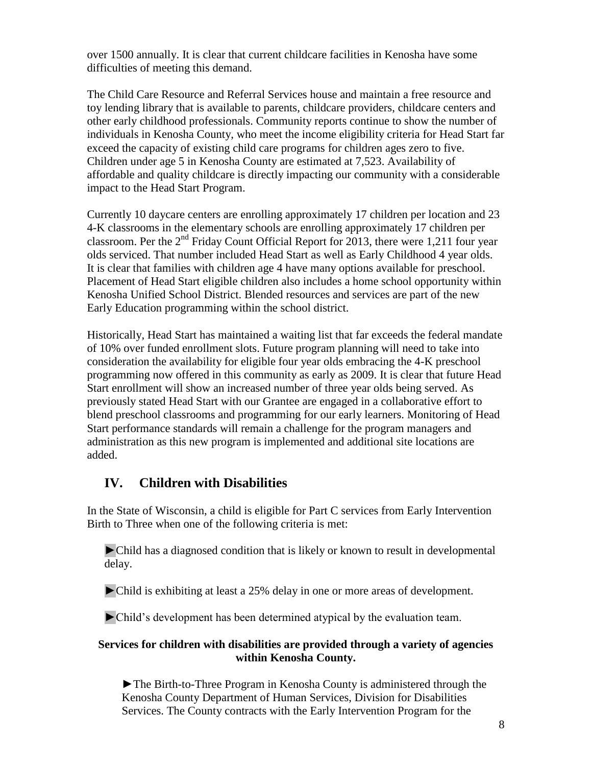over 1500 annually. It is clear that current childcare facilities in Kenosha have some difficulties of meeting this demand.

The Child Care Resource and Referral Services house and maintain a free resource and toy lending library that is available to parents, childcare providers, childcare centers and other early childhood professionals. Community reports continue to show the number of individuals in Kenosha County, who meet the income eligibility criteria for Head Start far exceed the capacity of existing child care programs for children ages zero to five. Children under age 5 in Kenosha County are estimated at 7,523. Availability of affordable and quality childcare is directly impacting our community with a considerable impact to the Head Start Program.

Currently 10 daycare centers are enrolling approximately 17 children per location and 23 4-K classrooms in the elementary schools are enrolling approximately 17 children per classroom. Per the 2nd Friday Count Official Report for 2013, there were 1,211 four year olds serviced. That number included Head Start as well as Early Childhood 4 year olds. It is clear that families with children age 4 have many options available for preschool. Placement of Head Start eligible children also includes a home school opportunity within Kenosha Unified School District. Blended resources and services are part of the new Early Education programming within the school district.

Historically, Head Start has maintained a waiting list that far exceeds the federal mandate of 10% over funded enrollment slots. Future program planning will need to take into consideration the availability for eligible four year olds embracing the 4-K preschool programming now offered in this community as early as 2009. It is clear that future Head Start enrollment will show an increased number of three year olds being served. As previously stated Head Start with our Grantee are engaged in a collaborative effort to blend preschool classrooms and programming for our early learners. Monitoring of Head Start performance standards will remain a challenge for the program managers and administration as this new program is implemented and additional site locations are added.

## IV. Children with Disabilities

In the State of Wisconsin, a child is eligible for Part C services from Early Intervention Birth to Three when one of the following criteria is met:

► Child has a diagnosed condition that is likely or known to result in developmental delay.

► Child is exhibiting at least a 25% delay in one or more areas of development.

► Child's development has been determined atypical by the evaluation team.

**Services for children with disabilities are provided through a variety of agencies within Kenosha County.**

► The Birth-to-Three Program in Kenosha County is administered through the Kenosha County Department of Human Services, Division for Disabilities Services. The County contracts with the Early Intervention Program for the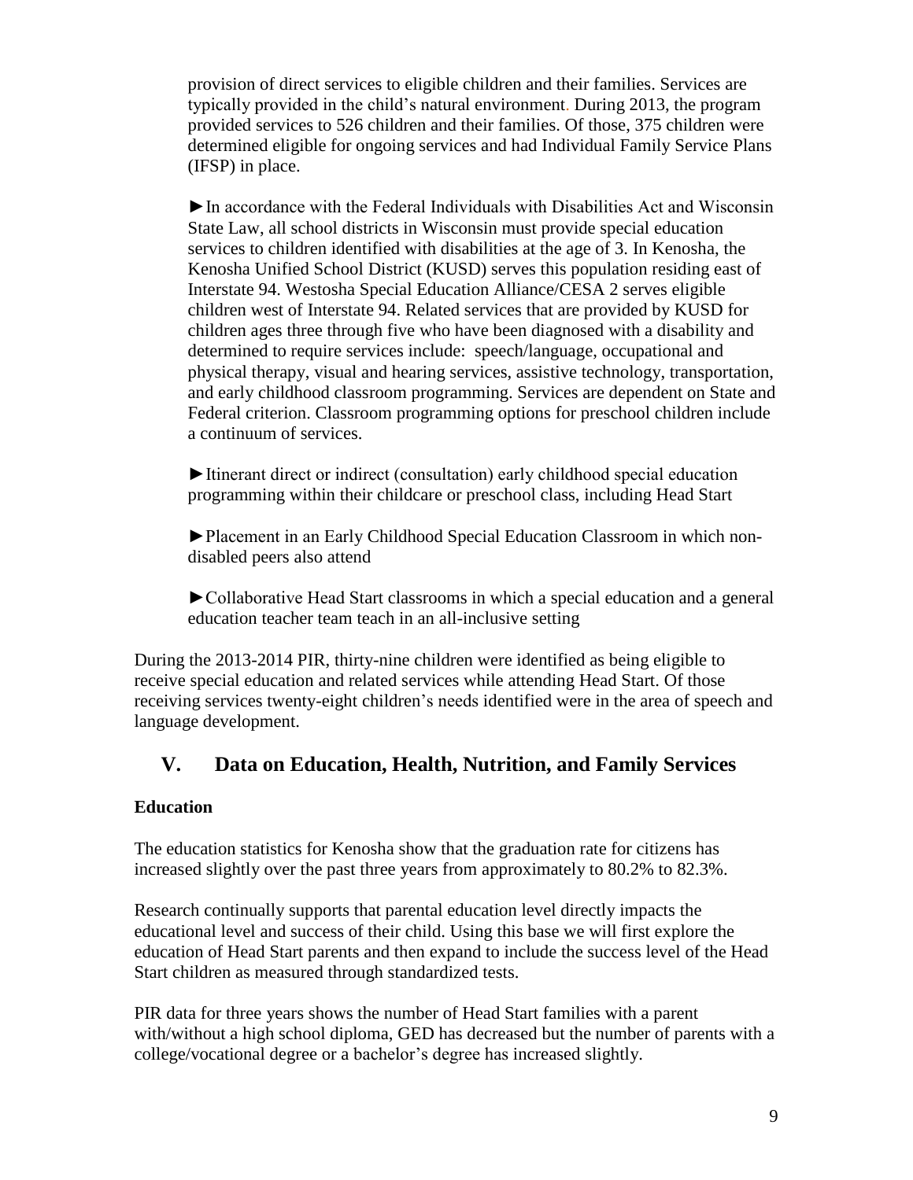provision of direct services to eligible children and their families. Services are typically provided in the child's natural environment. During 2013, the program provided services to 526 children and their families. Of those, 375 children were determined eligible for ongoing services and had Individual Family Service Plans (IFSP) in place.

►In accordance with the Federal Individuals with Disabilities Act and Wisconsin State Law, all school districts in Wisconsin must provide special education services to children identified with disabilities at the age of 3. In Kenosha, the Kenosha Unified School District (KUSD) serves this population residing east of Interstate 94. Westosha Special Education Alliance/CESA 2 serves eligible children west of Interstate 94. Related services that are provided by KUSD for children ages three through five who have been diagnosed with a disability and determined to require services include: speech/language, occupational and physical therapy, visual and hearing services, assistive technology, transportation, and early childhood classroom programming. Services are dependent on State and Federal criterion. Classroom programming options for preschool children include a continuum of services.

►Itinerant direct or indirect (consultation) early childhood special education programming within their childcare or preschool class, including Head Start

►Placement in an Early Childhood Special Education Classroom in which non-disabled peers also attend

►Collaborative Head Start classrooms in which a special education and a general education teacher team teach in an all-inclusive setting

During the 2013-2014 PIR, thirty-nine children were identified as being eligible to receive special education and related services while attending Head Start. Of those receiving services twenty-eight children's needs identified were in the area of speech and language development.

## V. Data on Education, Health, Nutrition, and Family Services

### Education

The education statistics for Kenosha show that the graduation rate for citizens has increased slightly over the past three years from approximately to 80.2% to 82.3%.

Research continually supports that parental education level directly impacts the educational level and success of their child. Using this base we will first explore the education of Head Start parents and then expand to include the success level of the Head Start children as measured through standardized tests.

PIR data for three years shows the number of Head Start families with a parent with/without a high school diploma, GED has decreased but the number of parents with a college/vocational degree or a bachelor's degree has increased slightly.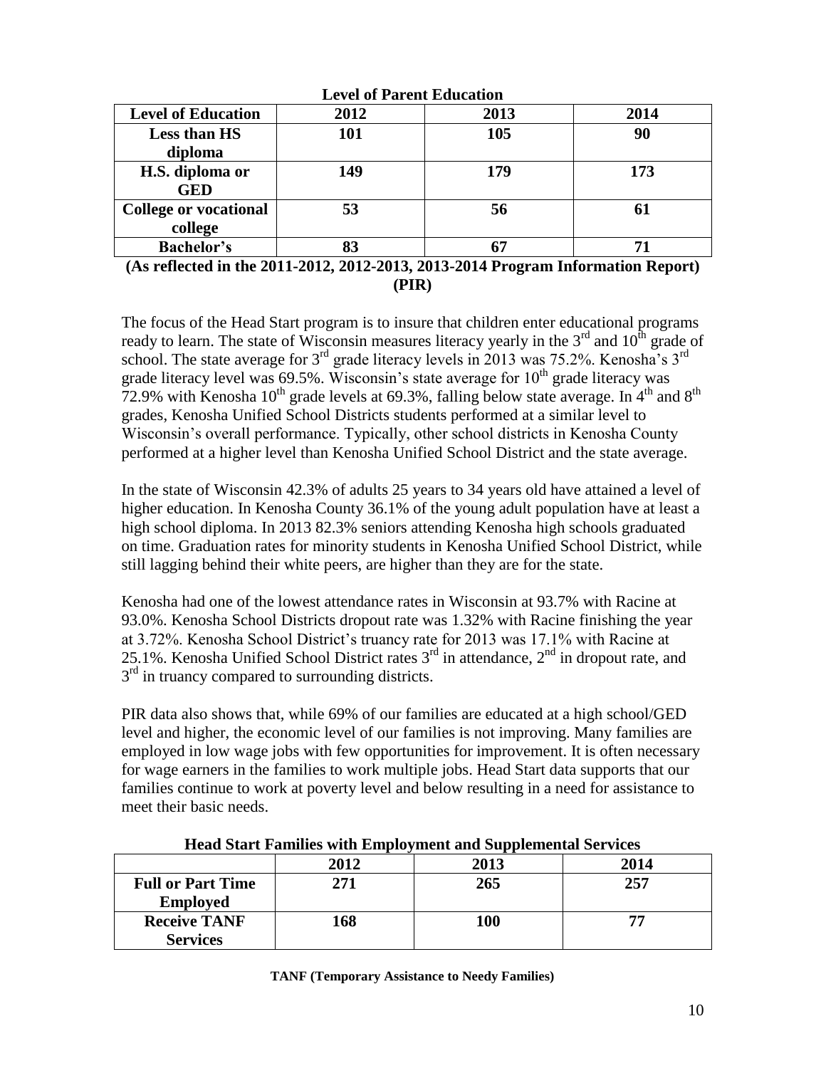**Level of Parent Education**

| Level of Education | 2012 | 2013 | 2014 |
|---|---|---|---|
| Less than HS diploma | 101 | 105 | 90 |
| H.S. diploma or GED | 149 | 179 | 173 |
| College or vocational college | 53 | 56 | 61 |
| Bachelor's | 83 | 67 | 71 |

**(As reflected in the 2011-2012, 2012-2013, 2013-2014 Program Information Report) (PIR)**

The focus of the Head Start program is to insure that children enter educational programs ready to learn. The state of Wisconsin measures literacy yearly in the 3rd and 10th grade of school. The state average for 3rd grade literacy levels in 2013 was 75.2%. Kenosha's 3rd grade literacy level was 69.5%. Wisconsin's state average for 10th grade literacy was 72.9% with Kenosha 10th grade levels at 69.3%, falling below state average. In 4th and 8th grades, Kenosha Unified School Districts students performed at a similar level to Wisconsin's overall performance. Typically, other school districts in Kenosha County performed at a higher level than Kenosha Unified School District and the state average.

In the state of Wisconsin 42.3% of adults 25 years to 34 years old have attained a level of higher education. In Kenosha County 36.1% of the young adult population have at least a high school diploma. In 2013 82.3% seniors attending Kenosha high schools graduated on time. Graduation rates for minority students in Kenosha Unified School District, while still lagging behind their white peers, are higher than they are for the state.

Kenosha had one of the lowest attendance rates in Wisconsin at 93.7% with Racine at 93.0%. Kenosha School Districts dropout rate was 1.32% with Racine finishing the year at 3.72%. Kenosha School District's truancy rate for 2013 was 17.1% with Racine at 25.1%. Kenosha Unified School District rates 3rd in attendance, 2nd in dropout rate, and 3rd in truancy compared to surrounding districts.

PIR data also shows that, while 69% of our families are educated at a high school/GED level and higher, the economic level of our families is not improving. Many families are employed in low wage jobs with few opportunities for improvement. It is often necessary for wage earners in the families to work multiple jobs. Head Start data supports that our families continue to work at poverty level and below resulting in a need for assistance to meet their basic needs.

**Head Start Families with Employment and Supplemental Services**

| | 2012 | 2013 | 2014 |
|---|---|---|---|
| Full or Part Time Employed | 271 | 265 | 257 |
| Receive TANF Services | 168 | 100 | 77 |

**TANF (Temporary Assistance to Needy Families)**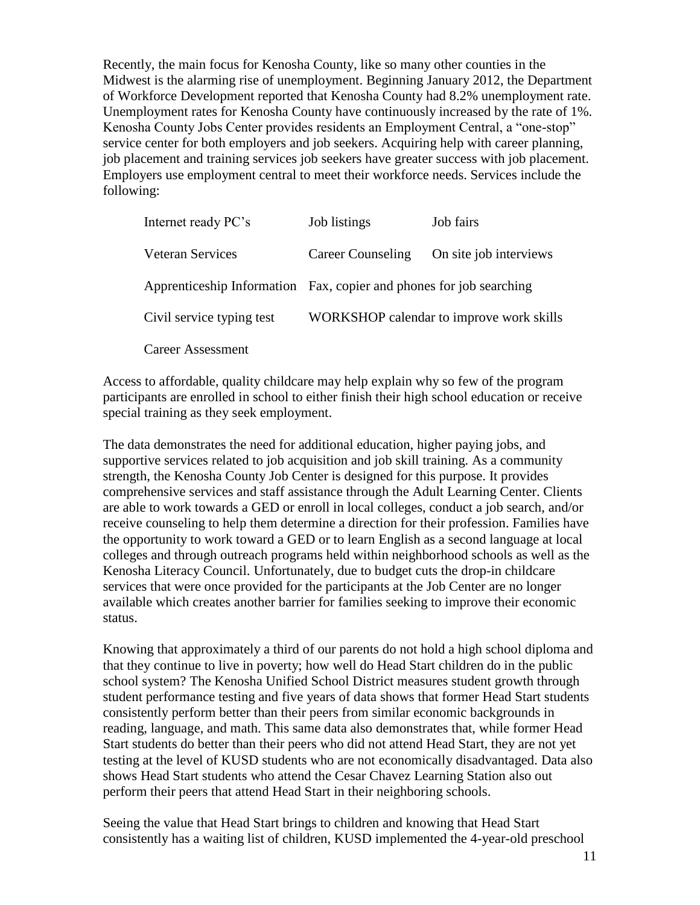Recently, the main focus for Kenosha County, like so many other counties in the Midwest is the alarming rise of unemployment. Beginning January 2012, the Department of Workforce Development reported that Kenosha County had 8.2% unemployment rate. Unemployment rates for Kenosha County have continuously increased by the rate of 1%. Kenosha County Jobs Center provides residents an Employment Central, a "one-stop" service center for both employers and job seekers. Acquiring help with career planning, job placement and training services job seekers have greater success with job placement. Employers use employment central to meet their workforce needs. Services include the following:

| | | |
|---|---|---|
| Internet ready PC's | Job listings | Job fairs |
| Veteran Services | Career Counseling | On site job interviews |
| Apprenticeship Information | Fax, copier and phones for job searching | |
| Civil service typing test | WORKSHOP calendar to improve work skills | |
| Career Assessment | | |

Access to affordable, quality childcare may help explain why so few of the program participants are enrolled in school to either finish their high school education or receive special training as they seek employment.

The data demonstrates the need for additional education, higher paying jobs, and supportive services related to job acquisition and job skill training. As a community strength, the Kenosha County Job Center is designed for this purpose. It provides comprehensive services and staff assistance through the Adult Learning Center. Clients are able to work towards a GED or enroll in local colleges, conduct a job search, and/or receive counseling to help them determine a direction for their profession. Families have the opportunity to work toward a GED or to learn English as a second language at local colleges and through outreach programs held within neighborhood schools as well as the Kenosha Literacy Council. Unfortunately, due to budget cuts the drop-in childcare services that were once provided for the participants at the Job Center are no longer available which creates another barrier for families seeking to improve their economic status.

Knowing that approximately a third of our parents do not hold a high school diploma and that they continue to live in poverty; how well do Head Start children do in the public school system? The Kenosha Unified School District measures student growth through student performance testing and five years of data shows that former Head Start students consistently perform better than their peers from similar economic backgrounds in reading, language, and math. This same data also demonstrates that, while former Head Start students do better than their peers who did not attend Head Start, they are not yet testing at the level of KUSD students who are not economically disadvantaged. Data also shows Head Start students who attend the Cesar Chavez Learning Station also out perform their peers that attend Head Start in their neighboring schools.

Seeing the value that Head Start brings to children and knowing that Head Start consistently has a waiting list of children, KUSD implemented the 4-year-old preschool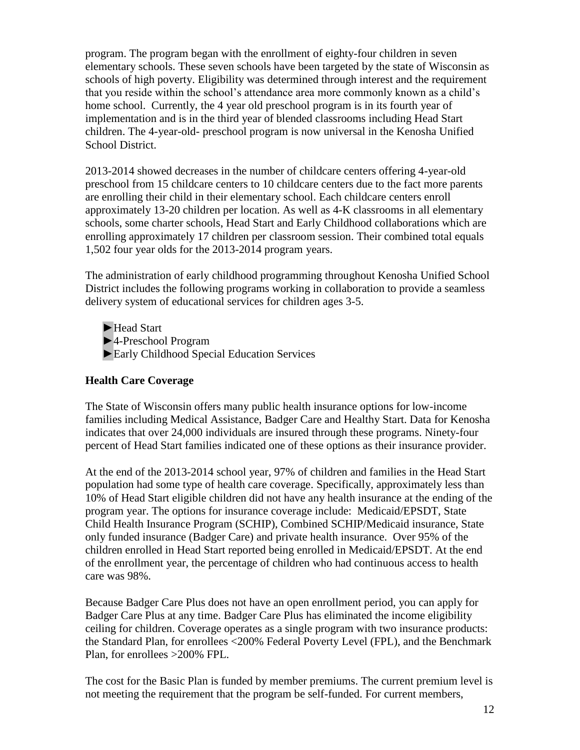program. The program began with the enrollment of eighty-four children in seven elementary schools. These seven schools have been targeted by the state of Wisconsin as schools of high poverty. Eligibility was determined through interest and the requirement that you reside within the school's attendance area more commonly known as a child's home school. Currently, the 4 year old preschool program is in its fourth year of implementation and is in the third year of blended classrooms including Head Start children. The 4-year-old- preschool program is now universal in the Kenosha Unified School District.

2013-2014 showed decreases in the number of childcare centers offering 4-year-old preschool from 15 childcare centers to 10 childcare centers due to the fact more parents are enrolling their child in their elementary school. Each childcare centers enroll approximately 13-20 children per location. As well as 4-K classrooms in all elementary schools, some charter schools, Head Start and Early Childhood collaborations which are enrolling approximately 17 children per classroom session. Their combined total equals 1,502 four year olds for the 2013-2014 program years.

The administration of early childhood programming throughout Kenosha Unified School District includes the following programs working in collaboration to provide a seamless delivery system of educational services for children ages 3-5.

- ►Head Start
- ►4-Preschool Program
- ►Early Childhood Special Education Services

**Health Care Coverage**

The State of Wisconsin offers many public health insurance options for low-income families including Medical Assistance, Badger Care and Healthy Start. Data for Kenosha indicates that over 24,000 individuals are insured through these programs. Ninety-four percent of Head Start families indicated one of these options as their insurance provider.

At the end of the 2013-2014 school year, 97% of children and families in the Head Start population had some type of health care coverage. Specifically, approximately less than 10% of Head Start eligible children did not have any health insurance at the ending of the program year. The options for insurance coverage include: Medicaid/EPSDT, State Child Health Insurance Program (SCHIP), Combined SCHIP/Medicaid insurance, State only funded insurance (Badger Care) and private health insurance. Over 95% of the children enrolled in Head Start reported being enrolled in Medicaid/EPSDT. At the end of the enrollment year, the percentage of children who had continuous access to health care was 98%.

Because Badger Care Plus does not have an open enrollment period, you can apply for Badger Care Plus at any time. Badger Care Plus has eliminated the income eligibility ceiling for children. Coverage operates as a single program with two insurance products: the Standard Plan, for enrollees <200% Federal Poverty Level (FPL), and the Benchmark Plan, for enrollees >200% FPL.

The cost for the Basic Plan is funded by member premiums. The current premium level is not meeting the requirement that the program be self-funded. For current members,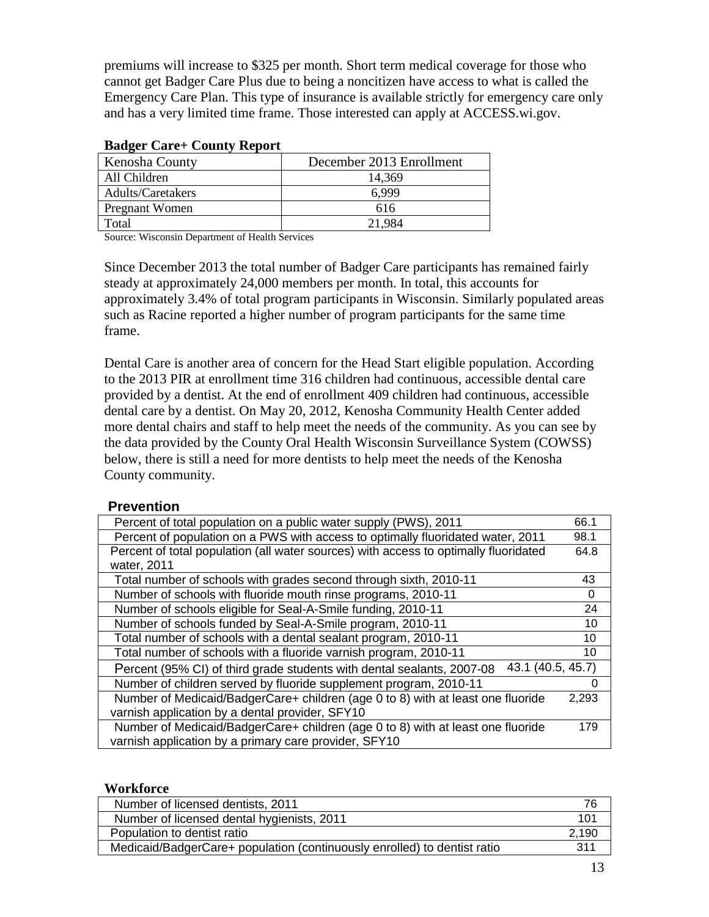premiums will increase to $325 per month. Short term medical coverage for those who cannot get Badger Care Plus due to being a noncitizen have access to what is called the Emergency Care Plan. This type of insurance is available strictly for emergency care only and has a very limited time frame. Those interested can apply at ACCESS.wi.gov.

**Badger Care+ County Report**

| Kenosha County | December 2013 Enrollment |
|---|---|
| All Children | 14,369 |
| Adults/Caretakers | 6,999 |
| Pregnant Women | 616 |
| Total | 21,984 |

Source: Wisconsin Department of Health Services

Since December 2013 the total number of Badger Care participants has remained fairly steady at approximately 24,000 members per month. In total, this accounts for approximately 3.4% of total program participants in Wisconsin. Similarly populated areas such as Racine reported a higher number of program participants for the same time frame.

Dental Care is another area of concern for the Head Start eligible population. According to the 2013 PIR at enrollment time 316 children had continuous, accessible dental care provided by a dentist. At the end of enrollment 409 children had continuous, accessible dental care by a dentist. On May 20, 2012, Kenosha Community Health Center added more dental chairs and staff to help meet the needs of the community. As you can see by the data provided by the County Oral Health Wisconsin Surveillance System (COWSS) below, there is still a need for more dentists to help meet the needs of the Kenosha County community.

**Prevention**

| | |
|---|---|
| Percent of total population on a public water supply (PWS), 2011 | 66.1 |
| Percent of population on a PWS with access to optimally fluoridated water, 2011 | 98.1 |
| Percent of total population (all water sources) with access to optimally fluoridated water, 2011 | 64.8 |
| Total number of schools with grades second through sixth, 2010-11 | 43 |
| Number of schools with fluoride mouth rinse programs, 2010-11 | 0 |
| Number of schools eligible for Seal-A-Smile funding, 2010-11 | 24 |
| Number of schools funded by Seal-A-Smile program, 2010-11 | 10 |
| Total number of schools with a dental sealant program, 2010-11 | 10 |
| Total number of schools with a fluoride varnish program, 2010-11 | 10 |
| Percent (95% CI) of third grade students with dental sealants, 2007-08 | 43.1 (40.5, 45.7) |
| Number of children served by fluoride supplement program, 2010-11 | 0 |
| Number of Medicaid/BadgerCare+ children (age 0 to 8) with at least one fluoride varnish application by a dental provider, SFY10 | 2,293 |
| Number of Medicaid/BadgerCare+ children (age 0 to 8) with at least one fluoride varnish application by a primary care provider, SFY10 | 179 |

**Workforce**

| | |
|---|---|
| Number of licensed dentists, 2011 | 76 |
| Number of licensed dental hygienists, 2011 | 101 |
| Population to dentist ratio | 2,190 |
| Medicaid/BadgerCare+ population (continuously enrolled) to dentist ratio | 311 |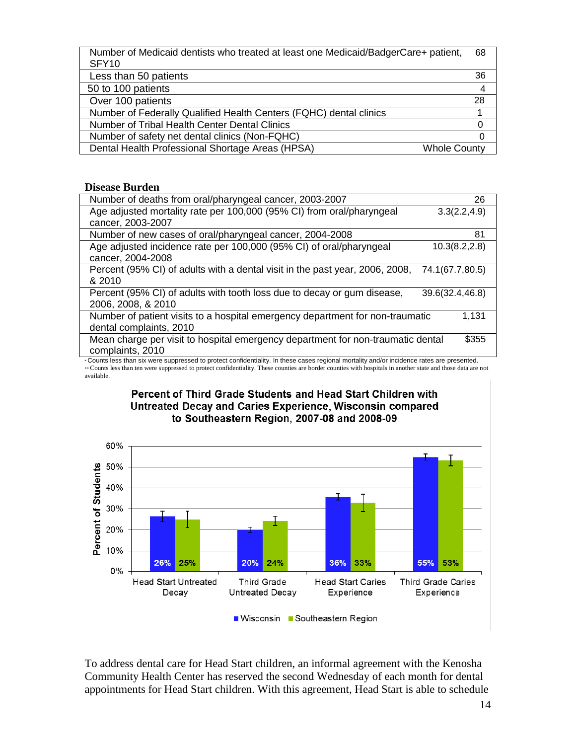| | |
|---|---|
| Number of Medicaid dentists who treated at least one Medicaid/BadgerCare+ patient, SFY10 | 68 |
| Less than 50 patients | 36 |
| 50 to 100 patients | 4 |
| Over 100 patients | 28 |
| Number of Federally Qualified Health Centers (FQHC) dental clinics | 1 |
| Number of Tribal Health Center Dental Clinics | 0 |
| Number of safety net dental clinics (Non-FQHC) | 0 |
| Dental Health Professional Shortage Areas (HPSA) | Whole County |

**Disease Burden**

| | |
|---|---|
| Number of deaths from oral/pharyngeal cancer, 2003-2007 | 26 |
| Age adjusted mortality rate per 100,000 (95% CI) from oral/pharyngeal cancer, 2003-2007 | 3.3(2.2,4.9) |
| Number of new cases of oral/pharyngeal cancer, 2004-2008 | 81 |
| Age adjusted incidence rate per 100,000 (95% CI) of oral/pharyngeal cancer, 2004-2008 | 10.3(8.2,2.8) |
| Percent (95% CI) of adults with a dental visit in the past year, 2006, 2008, & 2010 | 74.1(67.7,80.5) |
| Percent (95% CI) of adults with tooth loss due to decay or gum disease, 2006, 2008, & 2010 | 39.6(32.4,46.8) |
| Number of patient visits to a hospital emergency department for non-traumatic dental complaints, 2010 | 1,131 |
| Mean charge per visit to hospital emergency department for non-traumatic dental complaints, 2010 | $355 |

* Counts less than six were suppressed to protect confidentiality. In these cases regional mortality and/or incidence rates are presented.
** Counts less than ten were suppressed to protect confidentiality. These counties are border counties with hospitals in another state and those data are not available.

**Percent of Third Grade Students and Head Start Children with Untreated Decay and Caries Experience, Wisconsin compared to Southeastern Region, 2007-08 and 2008-09**

| | Wisconsin | Southeastern Region |
|---|---|---|
| Head Start Untreated Decay | 26% | 25% |
| Third Grade Untreated Decay | 20% | 24% |
| Head Start Caries Experience | 36% | 33% |
| Third Grade Caries Experience | 55% | 53% |

To address dental care for Head Start children, an informal agreement with the Kenosha Community Health Center has reserved the second Wednesday of each month for dental appointments for Head Start children. With this agreement, Head Start is able to schedule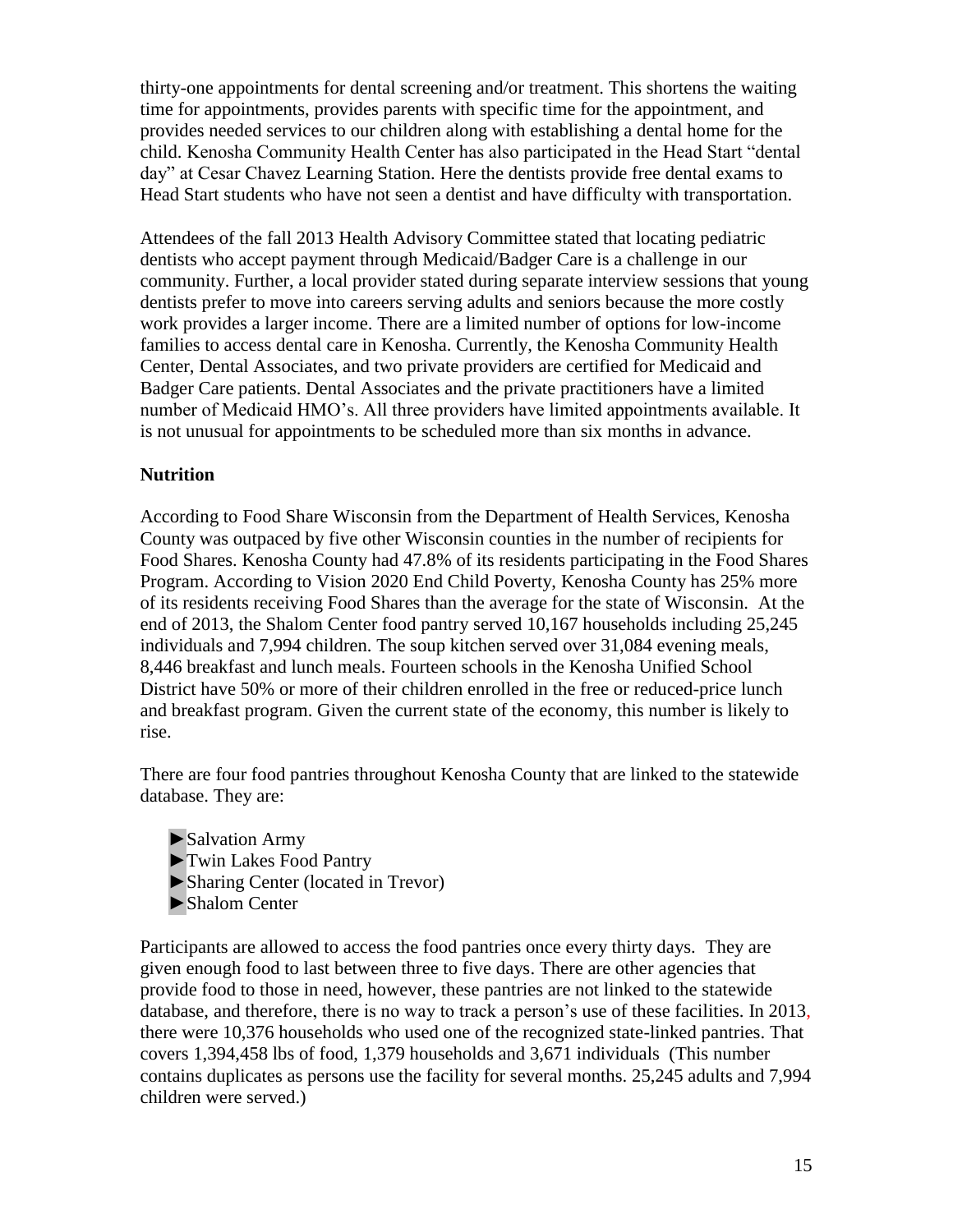thirty-one appointments for dental screening and/or treatment. This shortens the waiting time for appointments, provides parents with specific time for the appointment, and provides needed services to our children along with establishing a dental home for the child. Kenosha Community Health Center has also participated in the Head Start "dental day" at Cesar Chavez Learning Station. Here the dentists provide free dental exams to Head Start students who have not seen a dentist and have difficulty with transportation.

Attendees of the fall 2013 Health Advisory Committee stated that locating pediatric dentists who accept payment through Medicaid/Badger Care is a challenge in our community. Further, a local provider stated during separate interview sessions that young dentists prefer to move into careers serving adults and seniors because the more costly work provides a larger income. There are a limited number of options for low-income families to access dental care in Kenosha. Currently, the Kenosha Community Health Center, Dental Associates, and two private providers are certified for Medicaid and Badger Care patients. Dental Associates and the private practitioners have a limited number of Medicaid HMO's. All three providers have limited appointments available. It is not unusual for appointments to be scheduled more than six months in advance.

**Nutrition**

According to Food Share Wisconsin from the Department of Health Services, Kenosha County was outpaced by five other Wisconsin counties in the number of recipients for Food Shares. Kenosha County had 47.8% of its residents participating in the Food Shares Program. According to Vision 2020 End Child Poverty, Kenosha County has 25% more of its residents receiving Food Shares than the average for the state of Wisconsin. At the end of 2013, the Shalom Center food pantry served 10,167 households including 25,245 individuals and 7,994 children. The soup kitchen served over 31,084 evening meals, 8,446 breakfast and lunch meals. Fourteen schools in the Kenosha Unified School District have 50% or more of their children enrolled in the free or reduced-price lunch and breakfast program. Given the current state of the economy, this number is likely to rise.

There are four food pantries throughout Kenosha County that are linked to the statewide database. They are:

- Salvation Army
- Twin Lakes Food Pantry
- Sharing Center (located in Trevor)
- Shalom Center

Participants are allowed to access the food pantries once every thirty days. They are given enough food to last between three to five days. There are other agencies that provide food to those in need, however, these pantries are not linked to the statewide database, and therefore, there is no way to track a person's use of these facilities. In 2013, there were 10,376 households who used one of the recognized state-linked pantries. That covers 1,394,458 lbs of food, 1,379 households and 3,671 individuals (This number contains duplicates as persons use the facility for several months. 25,245 adults and 7,994 children were served.)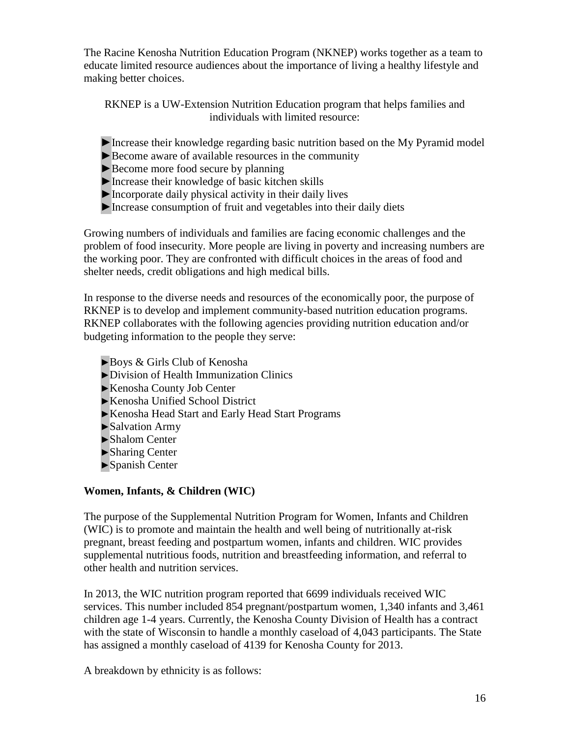The Racine Kenosha Nutrition Education Program (NKNEP) works together as a team to educate limited resource audiences about the importance of living a healthy lifestyle and making better choices.

RKNEP is a UW-Extension Nutrition Education program that helps families and individuals with limited resource:

- ►Increase their knowledge regarding basic nutrition based on the My Pyramid model
- ►Become aware of available resources in the community
- ►Become more food secure by planning
- ►Increase their knowledge of basic kitchen skills
- ►Incorporate daily physical activity in their daily lives
- ►Increase consumption of fruit and vegetables into their daily diets

Growing numbers of individuals and families are facing economic challenges and the problem of food insecurity. More people are living in poverty and increasing numbers are the working poor. They are confronted with difficult choices in the areas of food and shelter needs, credit obligations and high medical bills.

In response to the diverse needs and resources of the economically poor, the purpose of RKNEP is to develop and implement community-based nutrition education programs. RKNEP collaborates with the following agencies providing nutrition education and/or budgeting information to the people they serve:

- ►Boys & Girls Club of Kenosha
- ►Division of Health Immunization Clinics
- ►Kenosha County Job Center
- ►Kenosha Unified School District
- ►Kenosha Head Start and Early Head Start Programs
- ►Salvation Army
- ►Shalom Center
- ►Sharing Center
- ►Spanish Center

**Women, Infants, & Children (WIC)**

The purpose of the Supplemental Nutrition Program for Women, Infants and Children (WIC) is to promote and maintain the health and well being of nutritionally at-risk pregnant, breast feeding and postpartum women, infants and children. WIC provides supplemental nutritious foods, nutrition and breastfeeding information, and referral to other health and nutrition services.

In 2013, the WIC nutrition program reported that 6699 individuals received WIC services. This number included 854 pregnant/postpartum women, 1,340 infants and 3,461 children age 1-4 years. Currently, the Kenosha County Division of Health has a contract with the state of Wisconsin to handle a monthly caseload of 4,043 participants. The State has assigned a monthly caseload of 4139 for Kenosha County for 2013.

A breakdown by ethnicity is as follows: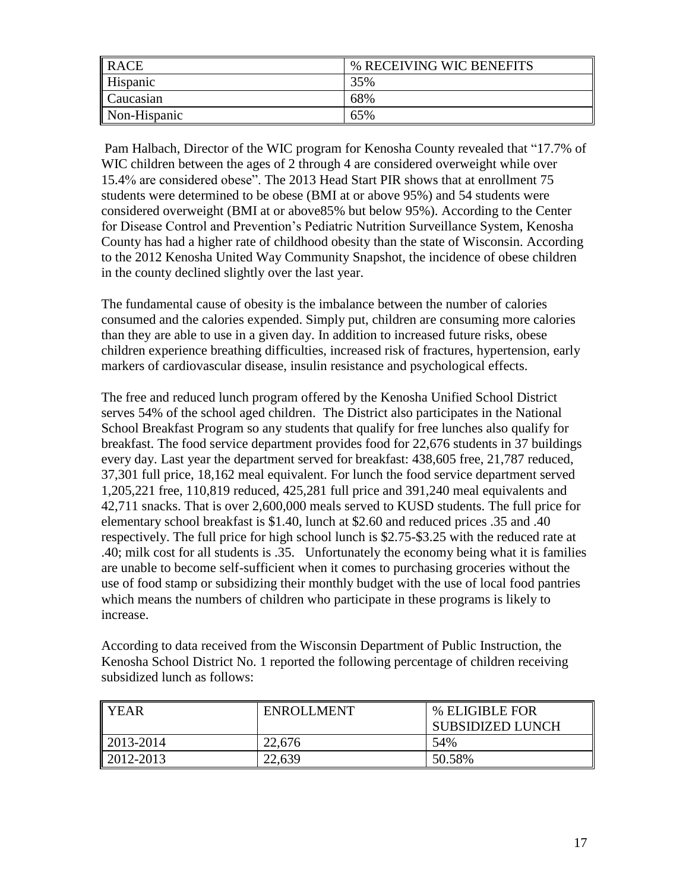| RACE | % RECEIVING WIC BENEFITS |
|---|---|
| Hispanic | 35% |
| Caucasian | 68% |
| Non-Hispanic | 65% |

Pam Halbach, Director of the WIC program for Kenosha County revealed that "17.7% of WIC children between the ages of 2 through 4 are considered overweight while over 15.4% are considered obese". The 2013 Head Start PIR shows that at enrollment 75 students were determined to be obese (BMI at or above 95%) and 54 students were considered overweight (BMI at or above85% but below 95%). According to the Center for Disease Control and Prevention's Pediatric Nutrition Surveillance System, Kenosha County has had a higher rate of childhood obesity than the state of Wisconsin. According to the 2012 Kenosha United Way Community Snapshot, the incidence of obese children in the county declined slightly over the last year.

The fundamental cause of obesity is the imbalance between the number of calories consumed and the calories expended. Simply put, children are consuming more calories than they are able to use in a given day. In addition to increased future risks, obese children experience breathing difficulties, increased risk of fractures, hypertension, early markers of cardiovascular disease, insulin resistance and psychological effects.

The free and reduced lunch program offered by the Kenosha Unified School District serves 54% of the school aged children. The District also participates in the National School Breakfast Program so any students that qualify for free lunches also qualify for breakfast. The food service department provides food for 22,676 students in 37 buildings every day. Last year the department served for breakfast: 438,605 free, 21,787 reduced, 37,301 full price, 18,162 meal equivalent. For lunch the food service department served 1,205,221 free, 110,819 reduced, 425,281 full price and 391,240 meal equivalents and 42,711 snacks. That is over 2,600,000 meals served to KUSD students. The full price for elementary school breakfast is $1.40, lunch at $2.60 and reduced prices .35 and .40 respectively. The full price for high school lunch is $2.75-$3.25 with the reduced rate at .40; milk cost for all students is .35. Unfortunately the economy being what it is families are unable to become self-sufficient when it comes to purchasing groceries without the use of food stamp or subsidizing their monthly budget with the use of local food pantries which means the numbers of children who participate in these programs is likely to increase.

According to data received from the Wisconsin Department of Public Instruction, the Kenosha School District No. 1 reported the following percentage of children receiving subsidized lunch as follows:

| YEAR | ENROLLMENT | % ELIGIBLE FOR SUBSIDIZED LUNCH |
|---|---|---|
| 2013-2014 | 22,676 | 54% |
| 2012-2013 | 22,639 | 50.58% |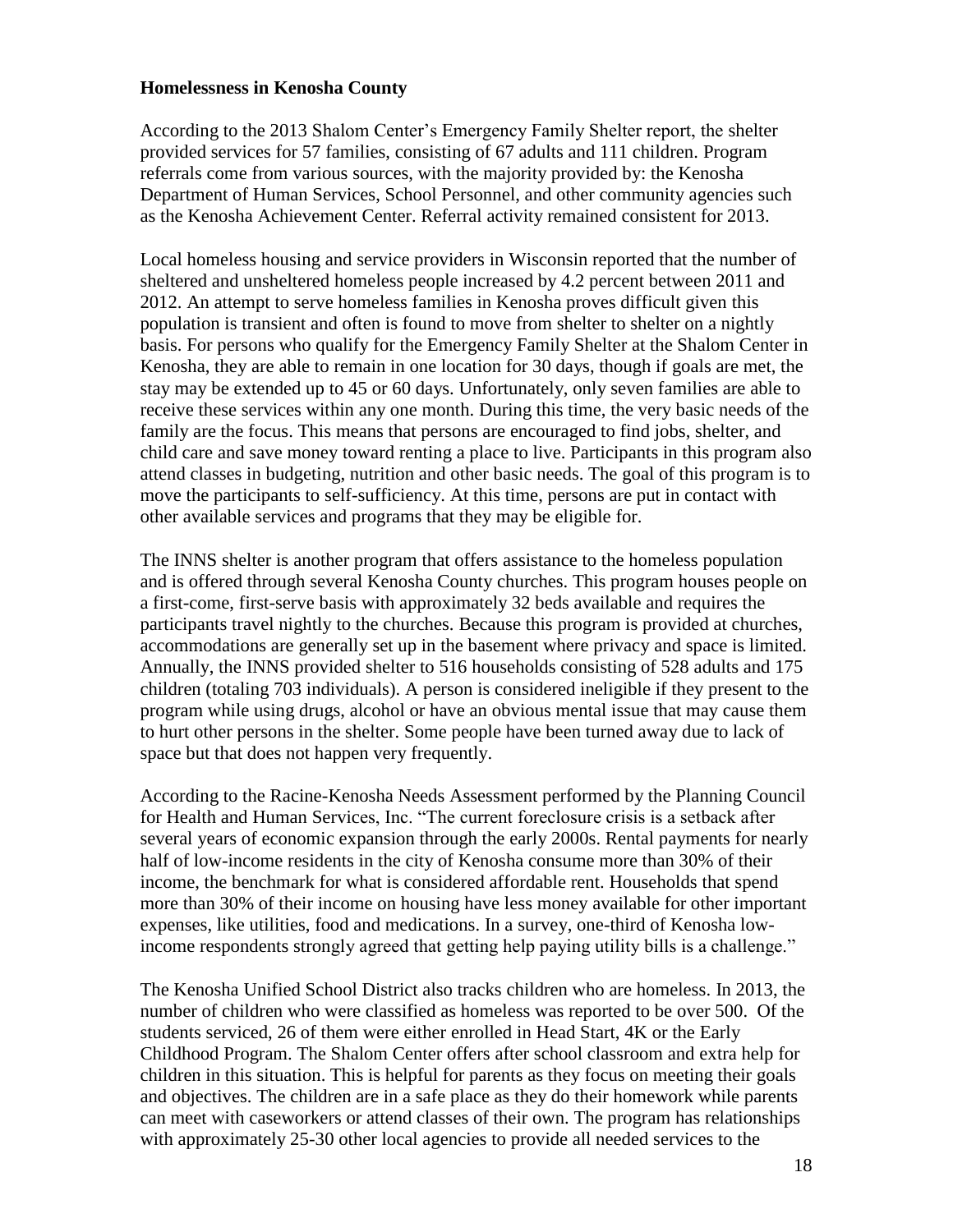**Homelessness in Kenosha County**

According to the 2013 Shalom Center's Emergency Family Shelter report, the shelter provided services for 57 families, consisting of 67 adults and 111 children. Program referrals come from various sources, with the majority provided by: the Kenosha Department of Human Services, School Personnel, and other community agencies such as the Kenosha Achievement Center. Referral activity remained consistent for 2013.

Local homeless housing and service providers in Wisconsin reported that the number of sheltered and unsheltered homeless people increased by 4.2 percent between 2011 and 2012. An attempt to serve homeless families in Kenosha proves difficult given this population is transient and often is found to move from shelter to shelter on a nightly basis. For persons who qualify for the Emergency Family Shelter at the Shalom Center in Kenosha, they are able to remain in one location for 30 days, though if goals are met, the stay may be extended up to 45 or 60 days. Unfortunately, only seven families are able to receive these services within any one month. During this time, the very basic needs of the family are the focus. This means that persons are encouraged to find jobs, shelter, and child care and save money toward renting a place to live. Participants in this program also attend classes in budgeting, nutrition and other basic needs. The goal of this program is to move the participants to self-sufficiency. At this time, persons are put in contact with other available services and programs that they may be eligible for.

The INNS shelter is another program that offers assistance to the homeless population and is offered through several Kenosha County churches. This program houses people on a first-come, first-serve basis with approximately 32 beds available and requires the participants travel nightly to the churches. Because this program is provided at churches, accommodations are generally set up in the basement where privacy and space is limited. Annually, the INNS provided shelter to 516 households consisting of 528 adults and 175 children (totaling 703 individuals). A person is considered ineligible if they present to the program while using drugs, alcohol or have an obvious mental issue that may cause them to hurt other persons in the shelter. Some people have been turned away due to lack of space but that does not happen very frequently.

According to the Racine-Kenosha Needs Assessment performed by the Planning Council for Health and Human Services, Inc. "The current foreclosure crisis is a setback after several years of economic expansion through the early 2000s. Rental payments for nearly half of low-income residents in the city of Kenosha consume more than 30% of their income, the benchmark for what is considered affordable rent. Households that spend more than 30% of their income on housing have less money available for other important expenses, like utilities, food and medications. In a survey, one-third of Kenosha low-income respondents strongly agreed that getting help paying utility bills is a challenge."

The Kenosha Unified School District also tracks children who are homeless. In 2013, the number of children who were classified as homeless was reported to be over 500. Of the students serviced, 26 of them were either enrolled in Head Start, 4K or the Early Childhood Program. The Shalom Center offers after school classroom and extra help for children in this situation. This is helpful for parents as they focus on meeting their goals and objectives. The children are in a safe place as they do their homework while parents can meet with caseworkers or attend classes of their own. The program has relationships with approximately 25-30 other local agencies to provide all needed services to the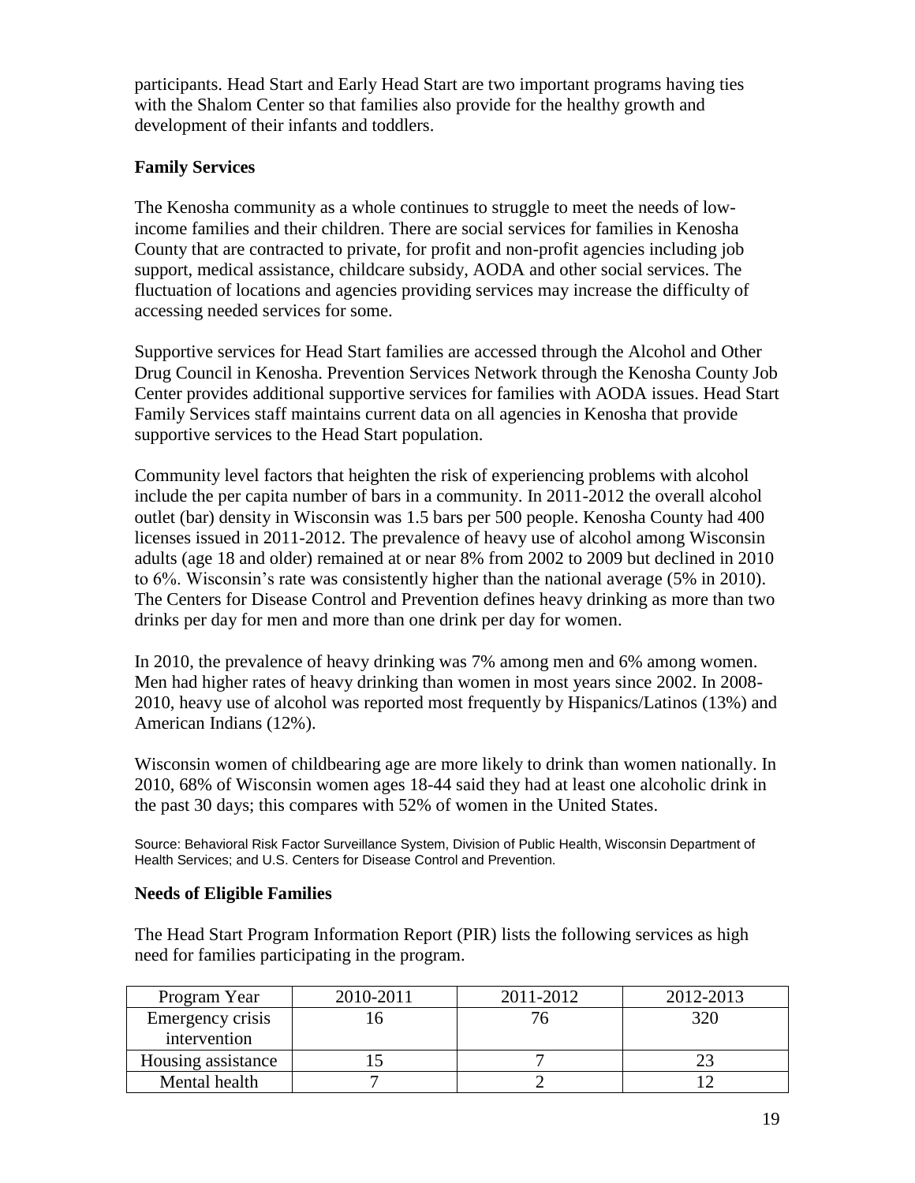participants. Head Start and Early Head Start are two important programs having ties with the Shalom Center so that families also provide for the healthy growth and development of their infants and toddlers.

**Family Services**

The Kenosha community as a whole continues to struggle to meet the needs of low-income families and their children. There are social services for families in Kenosha County that are contracted to private, for profit and non-profit agencies including job support, medical assistance, childcare subsidy, AODA and other social services. The fluctuation of locations and agencies providing services may increase the difficulty of accessing needed services for some.

Supportive services for Head Start families are accessed through the Alcohol and Other Drug Council in Kenosha. Prevention Services Network through the Kenosha County Job Center provides additional supportive services for families with AODA issues. Head Start Family Services staff maintains current data on all agencies in Kenosha that provide supportive services to the Head Start population.

Community level factors that heighten the risk of experiencing problems with alcohol include the per capita number of bars in a community. In 2011-2012 the overall alcohol outlet (bar) density in Wisconsin was 1.5 bars per 500 people. Kenosha County had 400 licenses issued in 2011-2012. The prevalence of heavy use of alcohol among Wisconsin adults (age 18 and older) remained at or near 8% from 2002 to 2009 but declined in 2010 to 6%. Wisconsin's rate was consistently higher than the national average (5% in 2010). The Centers for Disease Control and Prevention defines heavy drinking as more than two drinks per day for men and more than one drink per day for women.

In 2010, the prevalence of heavy drinking was 7% among men and 6% among women. Men had higher rates of heavy drinking than women in most years since 2002. In 2008-2010, heavy use of alcohol was reported most frequently by Hispanics/Latinos (13%) and American Indians (12%).

Wisconsin women of childbearing age are more likely to drink than women nationally. In 2010, 68% of Wisconsin women ages 18-44 said they had at least one alcoholic drink in the past 30 days; this compares with 52% of women in the United States.

Source: Behavioral Risk Factor Surveillance System, Division of Public Health, Wisconsin Department of Health Services; and U.S. Centers for Disease Control and Prevention.

**Needs of Eligible Families**

The Head Start Program Information Report (PIR) lists the following services as high need for families participating in the program.

| Program Year | 2010-2011 | 2011-2012 | 2012-2013 |
|---|---|---|---|
| Emergency crisis intervention | 16 | 76 | 320 |
| Housing assistance | 15 | 7 | 23 |
| Mental health | 7 | 2 | 12 |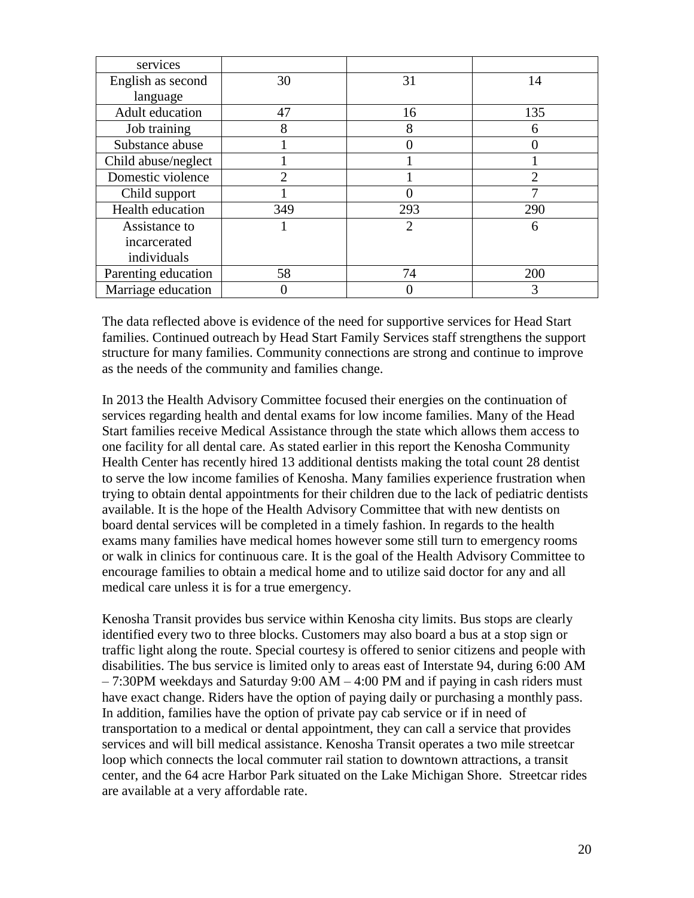| services | | | |
|---|---|---|---|
| English as second language | 30 | 31 | 14 |
| Adult education | 47 | 16 | 135 |
| Job training | 8 | 8 | 6 |
| Substance abuse | 1 | 0 | 0 |
| Child abuse/neglect | 1 | 1 | 1 |
| Domestic violence | 2 | 1 | 2 |
| Child support | 1 | 0 | 7 |
| Health education | 349 | 293 | 290 |
| Assistance to incarcerated individuals | 1 | 2 | 6 |
| Parenting education | 58 | 74 | 200 |
| Marriage education | 0 | 0 | 3 |

The data reflected above is evidence of the need for supportive services for Head Start families. Continued outreach by Head Start Family Services staff strengthens the support structure for many families. Community connections are strong and continue to improve as the needs of the community and families change.

In 2013 the Health Advisory Committee focused their energies on the continuation of services regarding health and dental exams for low income families. Many of the Head Start families receive Medical Assistance through the state which allows them access to one facility for all dental care. As stated earlier in this report the Kenosha Community Health Center has recently hired 13 additional dentists making the total count 28 dentist to serve the low income families of Kenosha. Many families experience frustration when trying to obtain dental appointments for their children due to the lack of pediatric dentists available. It is the hope of the Health Advisory Committee that with new dentists on board dental services will be completed in a timely fashion. In regards to the health exams many families have medical homes however some still turn to emergency rooms or walk in clinics for continuous care. It is the goal of the Health Advisory Committee to encourage families to obtain a medical home and to utilize said doctor for any and all medical care unless it is for a true emergency.

Kenosha Transit provides bus service within Kenosha city limits. Bus stops are clearly identified every two to three blocks. Customers may also board a bus at a stop sign or traffic light along the route. Special courtesy is offered to senior citizens and people with disabilities. The bus service is limited only to areas east of Interstate 94, during 6:00 AM – 7:30PM weekdays and Saturday 9:00 AM – 4:00 PM and if paying in cash riders must have exact change. Riders have the option of paying daily or purchasing a monthly pass. In addition, families have the option of private pay cab service or if in need of transportation to a medical or dental appointment, they can call a service that provides services and will bill medical assistance. Kenosha Transit operates a two mile streetcar loop which connects the local commuter rail station to downtown attractions, a transit center, and the 64 acre Harbor Park situated on the Lake Michigan Shore. Streetcar rides are available at a very affordable rate.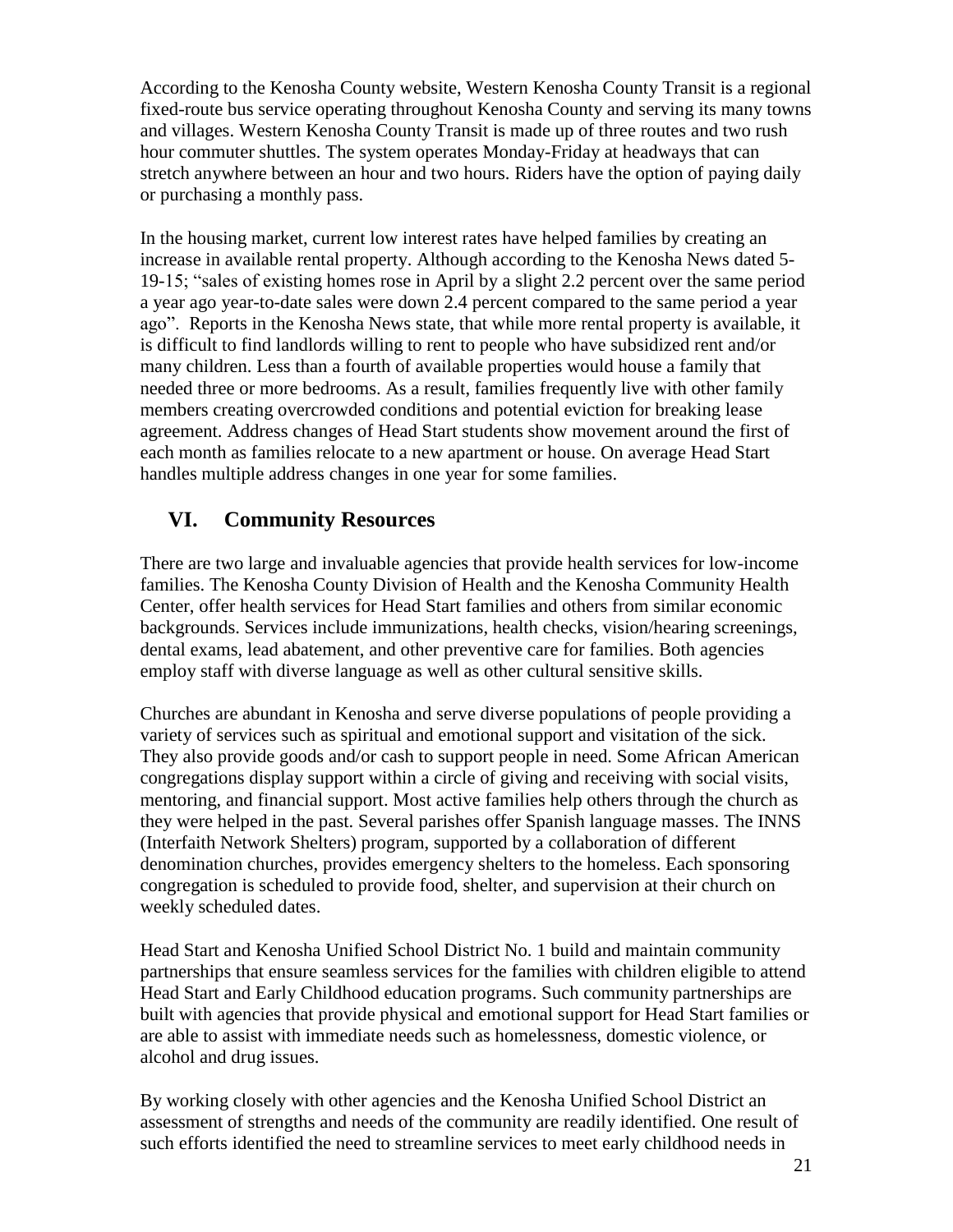According to the Kenosha County website, Western Kenosha County Transit is a regional fixed-route bus service operating throughout Kenosha County and serving its many towns and villages. Western Kenosha County Transit is made up of three routes and two rush hour commuter shuttles. The system operates Monday-Friday at headways that can stretch anywhere between an hour and two hours. Riders have the option of paying daily or purchasing a monthly pass.

In the housing market, current low interest rates have helped families by creating an increase in available rental property. Although according to the Kenosha News dated 5-19-15; "sales of existing homes rose in April by a slight 2.2 percent over the same period a year ago year-to-date sales were down 2.4 percent compared to the same period a year ago". Reports in the Kenosha News state, that while more rental property is available, it is difficult to find landlords willing to rent to people who have subsidized rent and/or many children. Less than a fourth of available properties would house a family that needed three or more bedrooms. As a result, families frequently live with other family members creating overcrowded conditions and potential eviction for breaking lease agreement. Address changes of Head Start students show movement around the first of each month as families relocate to a new apartment or house. On average Head Start handles multiple address changes in one year for some families.

## VI. Community Resources

There are two large and invaluable agencies that provide health services for low-income families. The Kenosha County Division of Health and the Kenosha Community Health Center, offer health services for Head Start families and others from similar economic backgrounds. Services include immunizations, health checks, vision/hearing screenings, dental exams, lead abatement, and other preventive care for families. Both agencies employ staff with diverse language as well as other cultural sensitive skills.

Churches are abundant in Kenosha and serve diverse populations of people providing a variety of services such as spiritual and emotional support and visitation of the sick. They also provide goods and/or cash to support people in need. Some African American congregations display support within a circle of giving and receiving with social visits, mentoring, and financial support. Most active families help others through the church as they were helped in the past. Several parishes offer Spanish language masses. The INNS (Interfaith Network Shelters) program, supported by a collaboration of different denomination churches, provides emergency shelters to the homeless. Each sponsoring congregation is scheduled to provide food, shelter, and supervision at their church on weekly scheduled dates.

Head Start and Kenosha Unified School District No. 1 build and maintain community partnerships that ensure seamless services for the families with children eligible to attend Head Start and Early Childhood education programs. Such community partnerships are built with agencies that provide physical and emotional support for Head Start families or are able to assist with immediate needs such as homelessness, domestic violence, or alcohol and drug issues.

By working closely with other agencies and the Kenosha Unified School District an assessment of strengths and needs of the community are readily identified. One result of such efforts identified the need to streamline services to meet early childhood needs in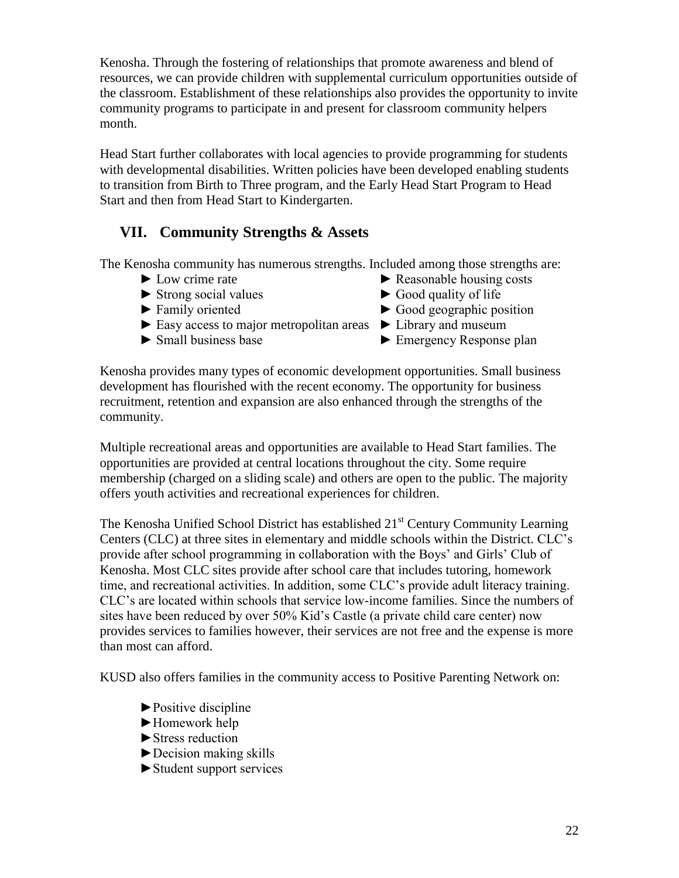Kenosha. Through the fostering of relationships that promote awareness and blend of resources, we can provide children with supplemental curriculum opportunities outside of the classroom. Establishment of these relationships also provides the opportunity to invite community programs to participate in and present for classroom community helpers month.

Head Start further collaborates with local agencies to provide programming for students with developmental disabilities. Written policies have been developed enabling students to transition from Birth to Three program, and the Early Head Start Program to Head Start and then from Head Start to Kindergarten.

## VII. Community Strengths & Assets

The Kenosha community has numerous strengths. Included among those strengths are:

- ► Low crime rate
- ► Strong social values
- ► Family oriented
- ► Easy access to major metropolitan areas
- ► Small business base
- ► Reasonable housing costs
- ► Good quality of life
- ► Good geographic position
- ► Library and museum
- ► Emergency Response plan

Kenosha provides many types of economic development opportunities. Small business development has flourished with the recent economy. The opportunity for business recruitment, retention and expansion are also enhanced through the strengths of the community.

Multiple recreational areas and opportunities are available to Head Start families. The opportunities are provided at central locations throughout the city. Some require membership (charged on a sliding scale) and others are open to the public. The majority offers youth activities and recreational experiences for children.

The Kenosha Unified School District has established 21st Century Community Learning Centers (CLC) at three sites in elementary and middle schools within the District. CLC's provide after school programming in collaboration with the Boys' and Girls' Club of Kenosha. Most CLC sites provide after school care that includes tutoring, homework time, and recreational activities. In addition, some CLC's provide adult literacy training. CLC's are located within schools that service low-income families. Since the numbers of sites have been reduced by over 50% Kid's Castle (a private child care center) now provides services to families however, their services are not free and the expense is more than most can afford.

KUSD also offers families in the community access to Positive Parenting Network on:

- ►Positive discipline
- ►Homework help
- ►Stress reduction
- ►Decision making skills
- ►Student support services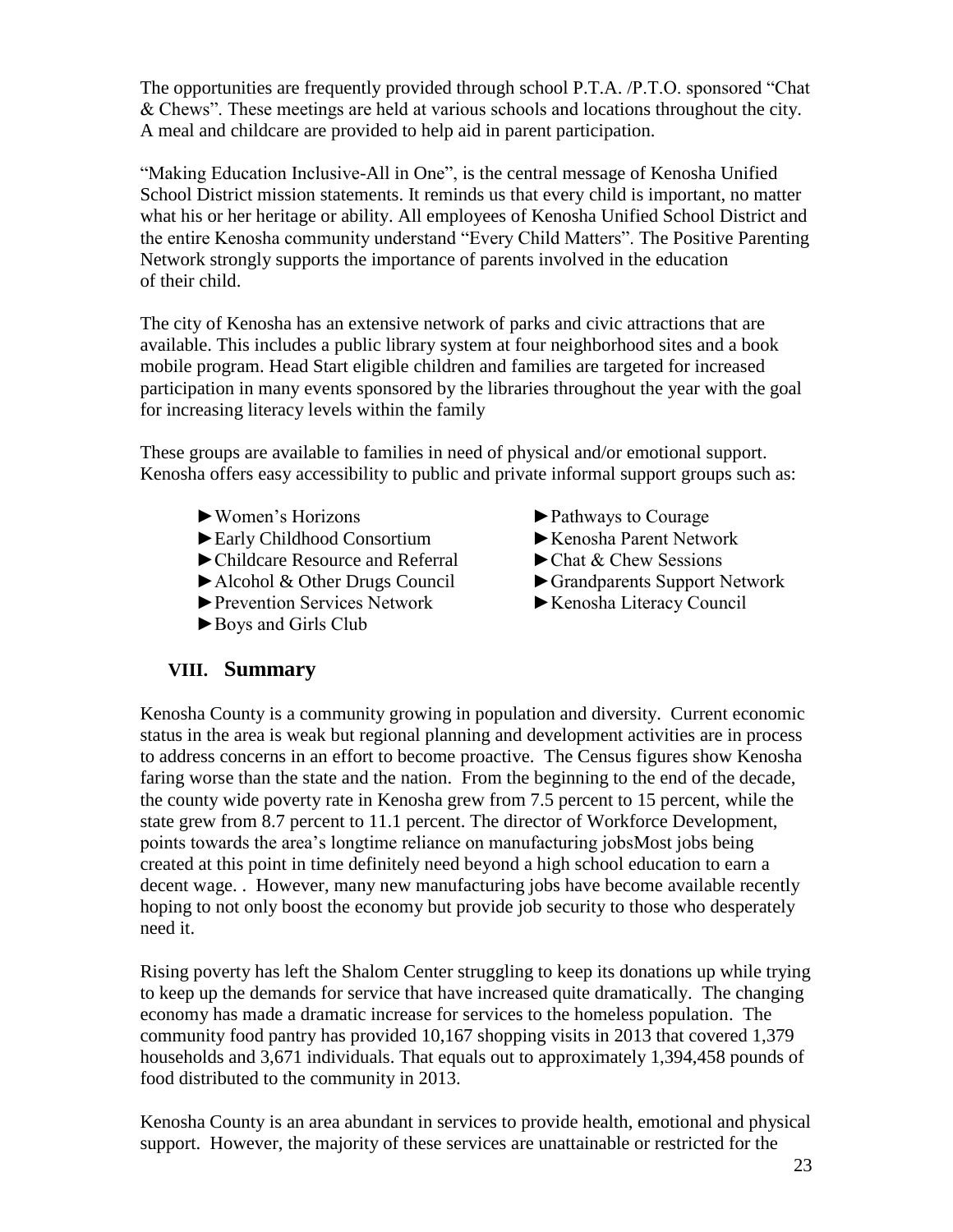The opportunities are frequently provided through school P.T.A. /P.T.O. sponsored "Chat & Chews". These meetings are held at various schools and locations throughout the city. A meal and childcare are provided to help aid in parent participation.

"Making Education Inclusive-All in One", is the central message of Kenosha Unified School District mission statements. It reminds us that every child is important, no matter what his or her heritage or ability. All employees of Kenosha Unified School District and the entire Kenosha community understand "Every Child Matters". The Positive Parenting Network strongly supports the importance of parents involved in the education of their child.

The city of Kenosha has an extensive network of parks and civic attractions that are available. This includes a public library system at four neighborhood sites and a book mobile program. Head Start eligible children and families are targeted for increased participation in many events sponsored by the libraries throughout the year with the goal for increasing literacy levels within the family

These groups are available to families in need of physical and/or emotional support. Kenosha offers easy accessibility to public and private informal support groups such as:

- ►Women's Horizons
- ►Early Childhood Consortium
- ►Childcare Resource and Referral
- ►Alcohol & Other Drugs Council
- ►Prevention Services Network
- ►Boys and Girls Club
- ►Pathways to Courage
- ►Kenosha Parent Network
- ►Chat & Chew Sessions
- ►Grandparents Support Network
- ►Kenosha Literacy Council

## VIII. Summary

Kenosha County is a community growing in population and diversity. Current economic status in the area is weak but regional planning and development activities are in process to address concerns in an effort to become proactive. The Census figures show Kenosha faring worse than the state and the nation. From the beginning to the end of the decade, the county wide poverty rate in Kenosha grew from 7.5 percent to 15 percent, while the state grew from 8.7 percent to 11.1 percent. The director of Workforce Development, points towards the area's longtime reliance on manufacturing jobsMost jobs being created at this point in time definitely need beyond a high school education to earn a decent wage. . However, many new manufacturing jobs have become available recently hoping to not only boost the economy but provide job security to those who desperately need it.

Rising poverty has left the Shalom Center struggling to keep its donations up while trying to keep up the demands for service that have increased quite dramatically. The changing economy has made a dramatic increase for services to the homeless population. The community food pantry has provided 10,167 shopping visits in 2013 that covered 1,379 households and 3,671 individuals. That equals out to approximately 1,394,458 pounds of food distributed to the community in 2013.

Kenosha County is an area abundant in services to provide health, emotional and physical support. However, the majority of these services are unattainable or restricted for the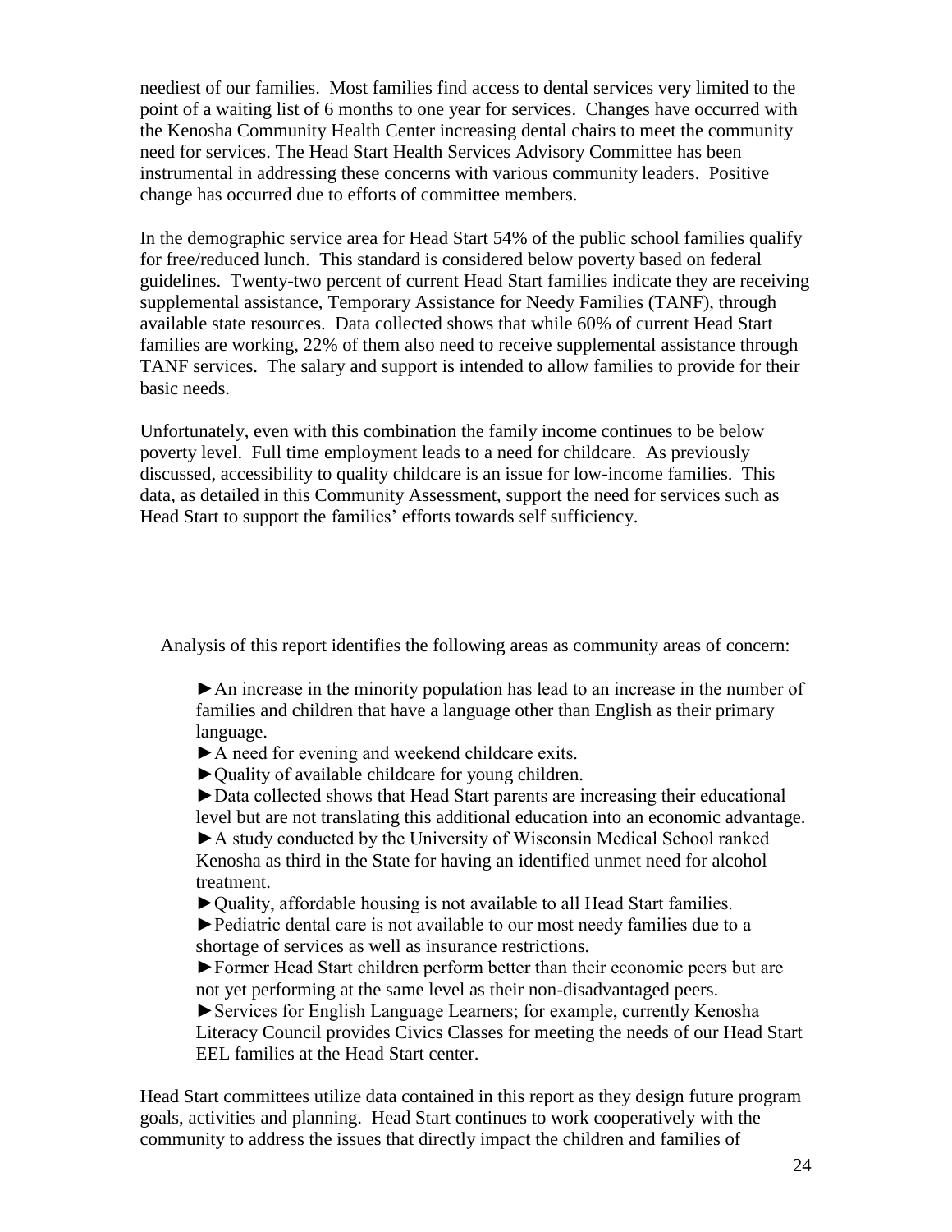neediest of our families. Most families find access to dental services very limited to the point of a waiting list of 6 months to one year for services. Changes have occurred with the Kenosha Community Health Center increasing dental chairs to meet the community need for services. The Head Start Health Services Advisory Committee has been instrumental in addressing these concerns with various community leaders. Positive change has occurred due to efforts of committee members.

In the demographic service area for Head Start 54% of the public school families qualify for free/reduced lunch. This standard is considered below poverty based on federal guidelines. Twenty-two percent of current Head Start families indicate they are receiving supplemental assistance, Temporary Assistance for Needy Families (TANF), through available state resources. Data collected shows that while 60% of current Head Start families are working, 22% of them also need to receive supplemental assistance through TANF services. The salary and support is intended to allow families to provide for their basic needs.

Unfortunately, even with this combination the family income continues to be below poverty level. Full time employment leads to a need for childcare. As previously discussed, accessibility to quality childcare is an issue for low-income families. This data, as detailed in this Community Assessment, support the need for services such as Head Start to support the families' efforts towards self sufficiency.

Analysis of this report identifies the following areas as community areas of concern:

- ►An increase in the minority population has lead to an increase in the number of families and children that have a language other than English as their primary language.
- ►A need for evening and weekend childcare exits.
- ►Quality of available childcare for young children.
- ►Data collected shows that Head Start parents are increasing their educational level but are not translating this additional education into an economic advantage.
- ►A study conducted by the University of Wisconsin Medical School ranked Kenosha as third in the State for having an identified unmet need for alcohol treatment.
- ►Quality, affordable housing is not available to all Head Start families.
- ►Pediatric dental care is not available to our most needy families due to a shortage of services as well as insurance restrictions.
- ►Former Head Start children perform better than their economic peers but are not yet performing at the same level as their non-disadvantaged peers.
- ►Services for English Language Learners; for example, currently Kenosha Literacy Council provides Civics Classes for meeting the needs of our Head Start EEL families at the Head Start center.

Head Start committees utilize data contained in this report as they design future program goals, activities and planning. Head Start continues to work cooperatively with the community to address the issues that directly impact the children and families of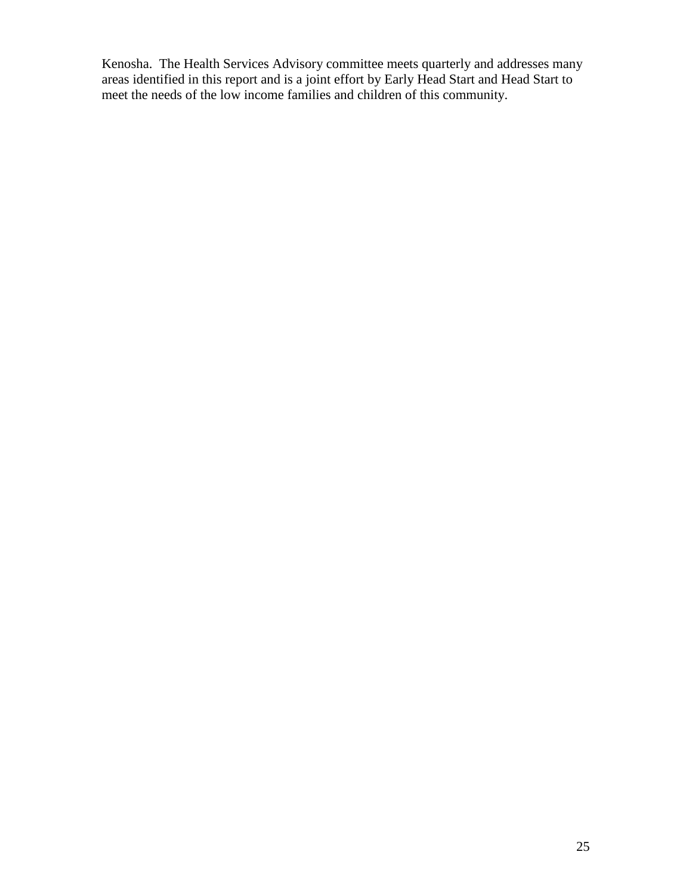Kenosha. The Health Services Advisory committee meets quarterly and addresses many areas identified in this report and is a joint effort by Early Head Start and Head Start to meet the needs of the low income families and children of this community.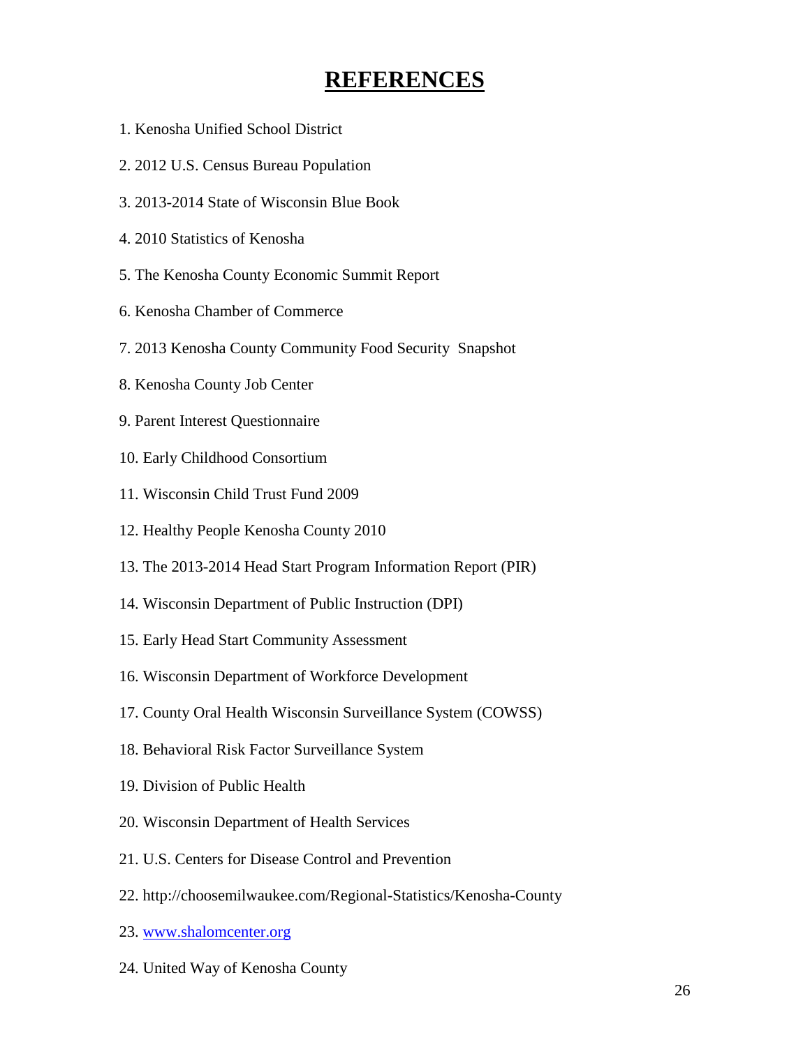# REFERENCES

1. Kenosha Unified School District
2. 2012 U.S. Census Bureau Population
3. 2013-2014 State of Wisconsin Blue Book
4. 2010 Statistics of Kenosha
5. The Kenosha County Economic Summit Report
6. Kenosha Chamber of Commerce
7. 2013 Kenosha County Community Food Security Snapshot
8. Kenosha County Job Center
9. Parent Interest Questionnaire
10. Early Childhood Consortium
11. Wisconsin Child Trust Fund 2009
12. Healthy People Kenosha County 2010
13. The 2013-2014 Head Start Program Information Report (PIR)
14. Wisconsin Department of Public Instruction (DPI)
15. Early Head Start Community Assessment
16. Wisconsin Department of Workforce Development
17. County Oral Health Wisconsin Surveillance System (COWSS)
18. Behavioral Risk Factor Surveillance System
19. Division of Public Health
20. Wisconsin Department of Health Services
21. U.S. Centers for Disease Control and Prevention
22. http://choosemilwaukee.com/Regional-Statistics/Kenosha-County
23. www.shalomcenter.org
24. United Way of Kenosha County